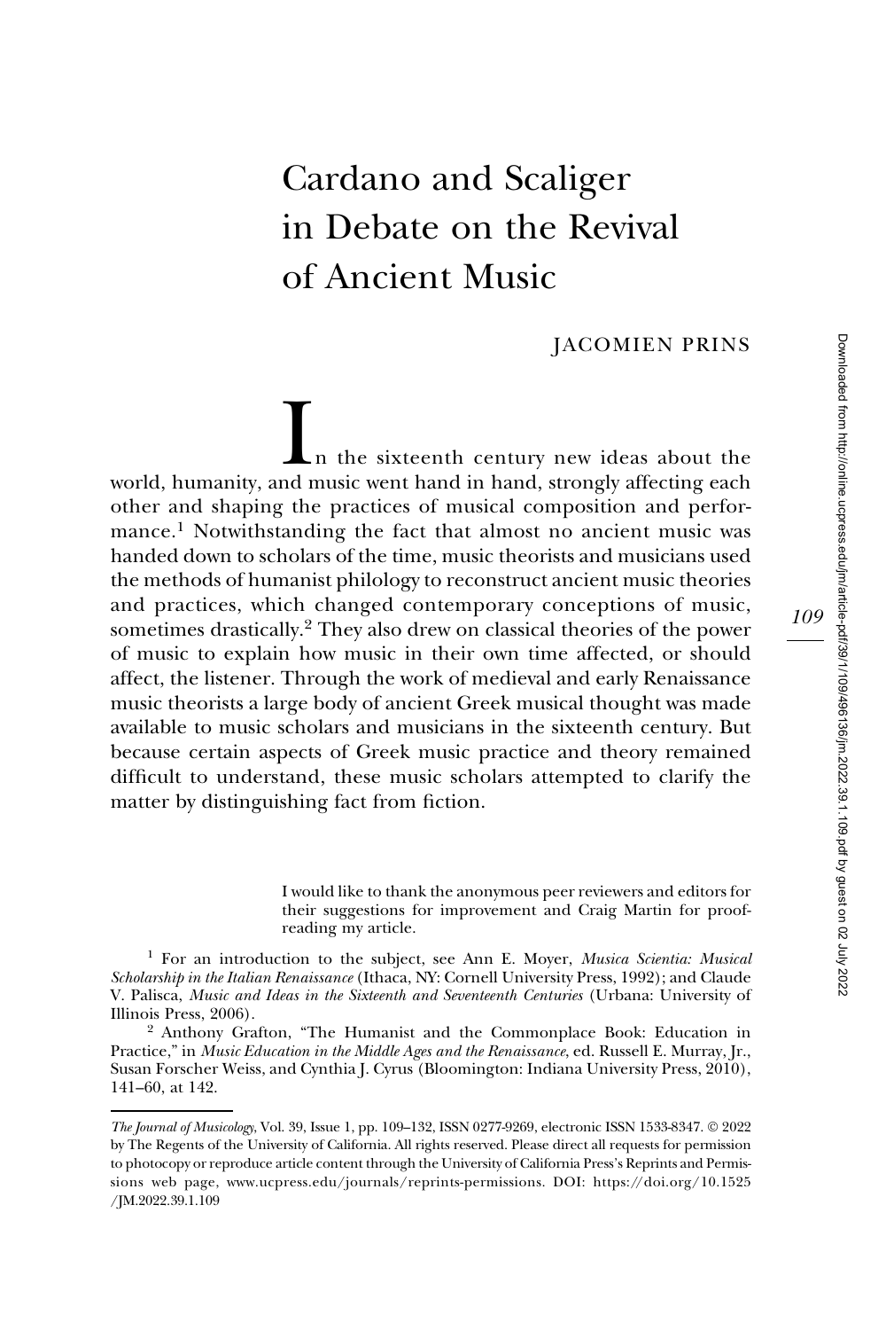# Cardano and Scaliger in Debate on the Revival of Ancient Music

JACOMIEN PRINS

In the sixteenth century new ideas about the world, humanity, and music went hand in hand, strongly affecting each other and shaping the practices of musical composition and performance.[1] Notwithstanding the fact that almost no ancient music was handed down to scholars of the time, music theorists and musicians used the methods of humanist philology to reconstruct ancient music theories and practices, which changed contemporary conceptions of music, sometimes drastically.[2] They also drew on classical theories of the power of music to explain how music in their own time affected, or should affect, the listener. Through the work of medieval and early Renaissance music theorists a large body of ancient Greek musical thought was made available to music scholars and musicians in the sixteenth century. But because certain aspects of Greek music practice and theory remained difficult to understand, these music scholars attempted to clarify the matter by distinguishing fact from fiction.

I would like to thank the anonymous peer reviewers and editors for their suggestions for improvement and Craig Martin for proofreading my article.

[1] For an introduction to the subject, see Ann E. Moyer, *Musica Scientia: Musical Scholarship in the Italian Renaissance* (Ithaca, NY: Cornell University Press, 1992); and Claude V. Palisca, *Music and Ideas in the Sixteenth and Seventeenth Centuries* (Urbana: University of Illinois Press, 2006).

[2] Anthony Grafton, "The Humanist and the Commonplace Book: Education in Practice," in *Music Education in the Middle Ages and the Renaissance*, ed. Russell E. Murray, Jr., Susan Forscher Weiss, and Cynthia J. Cyrus (Bloomington: Indiana University Press, 2010), 141–60, at 142.

*The Journal of Musicology*, Vol. 39, Issue 1, pp. 109–132, ISSN 0277-9269, electronic ISSN 1533-8347. © 2022 by The Regents of the University of California. All rights reserved. Please direct all requests for permission to photocopy or reproduce article content through the University of California Press's Reprints and Permissions web page, www.ucpress.edu/journals/reprints-permissions. DOI: https://doi.org/10.1525/JM.2022.39.1.109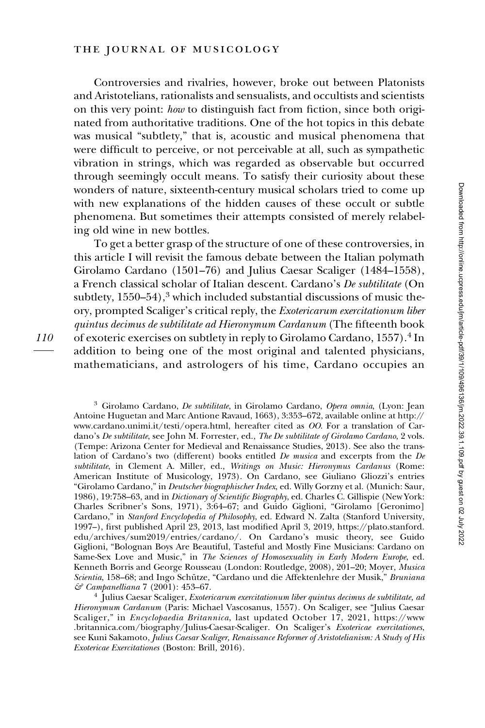Controversies and rivalries, however, broke out between Platonists and Aristotelians, rationalists and sensualists, and occultists and scientists on this very point: *how* to distinguish fact from fiction, since both originated from authoritative traditions. One of the hot topics in this debate was musical "subtlety," that is, acoustic and musical phenomena that were difficult to perceive, or not perceivable at all, such as sympathetic vibration in strings, which was regarded as observable but occurred through seemingly occult means. To satisfy their curiosity about these wonders of nature, sixteenth-century musical scholars tried to come up with new explanations of the hidden causes of these occult or subtle phenomena. But sometimes their attempts consisted of merely relabeling old wine in new bottles.

To get a better grasp of the structure of one of these controversies, in this article I will revisit the famous debate between the Italian polymath Girolamo Cardano (1501–76) and Julius Caesar Scaliger (1484–1558), a French classical scholar of Italian descent. Cardano's *De subtilitate* (On subtlety, 1550–54),[3] which included substantial discussions of music theory, prompted Scaliger's critical reply, the *Exotericarum exercitationum liber quintus decimus de subtilitate ad Hieronymum Cardanum* (The fifteenth book of exoteric exercises on subtlety in reply to Girolamo Cardano, 1557).[4] In addition to being one of the most original and talented physicians, mathematicians, and astrologers of his time, Cardano occupies an

[3] Girolamo Cardano, *De subtilitate*, in Girolamo Cardano, *Opera omnia*, (Lyon: Jean Antoine Huguetan and Marc Antione Ravaud, 1663), 3:353–672, available online at http://www.cardano.unimi.it/testi/opera.html, hereafter cited as *OO*. For a translation of Cardano's *De subtilitate*, see John M. Forrester, ed., *The De subtilitate of Girolamo Cardano*, 2 vols. (Tempe: Arizona Center for Medieval and Renaissance Studies, 2013). See also the translation of Cardano's two (different) books entitled *De musica* and excerpts from the *De subtilitate*, in Clement A. Miller, ed., *Writings on Music: Hieronymus Cardanus* (Rome: American Institute of Musicology, 1973). On Cardano, see Giuliano Gliozzi's entries "Girolamo Cardano," in *Deutscher biographischer Index*, ed. Willy Gorzny et al. (Munich: Saur, 1986), 19:758–63, and in *Dictionary of Scientific Biography*, ed. Charles C. Gillispie (New York: Charles Scribner's Sons, 1971), 3:64–67; and Guido Giglioni, "Girolamo [Geronimo] Cardano," in *Stanford Encyclopedia of Philosophy*, ed. Edward N. Zalta (Stanford University, 1997–), first published April 23, 2013, last modified April 3, 2019, https://plato.stanford.edu/archives/sum2019/entries/cardano/. On Cardano's music theory, see Guido Giglioni, "Bolognan Boys Are Beautiful, Tasteful and Mostly Fine Musicians: Cardano on Same-Sex Love and Music," in *The Sciences of Homosexuality in Early Modern Europe*, ed. Kenneth Borris and George Rousseau (London: Routledge, 2008), 201–20; Moyer, *Musica Scientia*, 158–68; and Ingo Schütze, "Cardano und die Affektenlehre der Musik," *Bruniana & Campanelliana* 7 (2001): 453–67.

[4] Julius Caesar Scaliger, *Exotericarum exercitationum liber quintus decimus de subtilitate, ad Hieronymum Cardanum* (Paris: Michael Vascosanus, 1557). On Scaliger, see "Julius Caesar Scaliger," in *Encyclopaedia Britannica*, last updated October 17, 2021, https://www.britannica.com/biography/Julius-Caesar-Scaliger. On Scaliger's *Exotericae exercitationes*, see Kuni Sakamoto, *Julius Caesar Scaliger, Renaissance Reformer of Aristotelianism: A Study of His Exotericae Exercitationes* (Boston: Brill, 2016).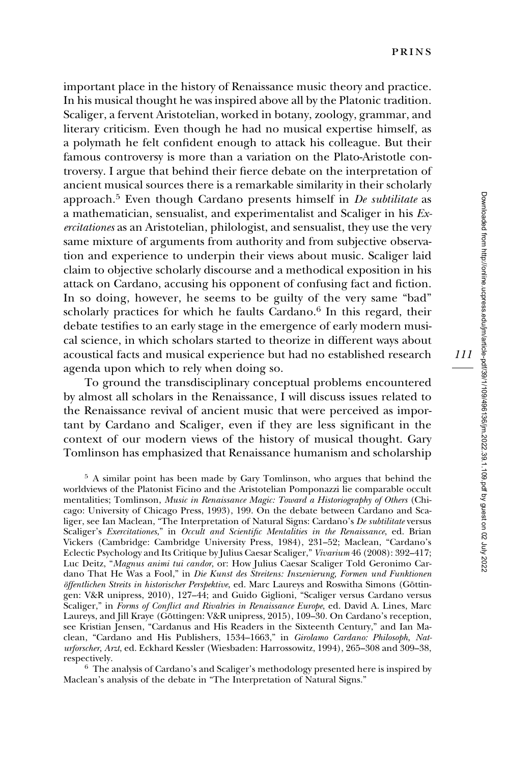important place in the history of Renaissance music theory and practice. In his musical thought he was inspired above all by the Platonic tradition. Scaliger, a fervent Aristotelian, worked in botany, zoology, grammar, and literary criticism. Even though he had no musical expertise himself, as a polymath he felt confident enough to attack his colleague. But their famous controversy is more than a variation on the Plato-Aristotle controversy. I argue that behind their fierce debate on the interpretation of ancient musical sources there is a remarkable similarity in their scholarly approach.[5] Even though Cardano presents himself in *De subtilitate* as a mathematician, sensualist, and experimentalist and Scaliger in his *Exercitationes* as an Aristotelian, philologist, and sensualist, they use the very same mixture of arguments from authority and from subjective observation and experience to underpin their views about music. Scaliger laid claim to objective scholarly discourse and a methodical exposition in his attack on Cardano, accusing his opponent of confusing fact and fiction. In so doing, however, he seems to be guilty of the very same "bad" scholarly practices for which he faults Cardano.[6] In this regard, their debate testifies to an early stage in the emergence of early modern musical science, in which scholars started to theorize in different ways about acoustical facts and musical experience but had no established research agenda upon which to rely when doing so.

To ground the transdisciplinary conceptual problems encountered by almost all scholars in the Renaissance, I will discuss issues related to the Renaissance revival of ancient music that were perceived as important by Cardano and Scaliger, even if they are less significant in the context of our modern views of the history of musical thought. Gary Tomlinson has emphasized that Renaissance humanism and scholarship

[5] A similar point has been made by Gary Tomlinson, who argues that behind the worldviews of the Platonist Ficino and the Aristotelian Pomponazzi lie comparable occult mentalities; Tomlinson, *Music in Renaissance Magic: Toward a Historiography of Others* (Chicago: University of Chicago Press, 1993), 199. On the debate between Cardano and Scaliger, see Ian Maclean, "The Interpretation of Natural Signs: Cardano's *De subtilitate* versus Scaliger's *Exercitationes*," in *Occult and Scientific Mentalities in the Renaissance*, ed. Brian Vickers (Cambridge: Cambridge University Press, 1984), 231–52; Maclean, "Cardano's Eclectic Psychology and Its Critique by Julius Caesar Scaliger," *Vivarium* 46 (2008): 392–417; Luc Deitz, "*Magnus animi tui candor*, or: How Julius Caesar Scaliger Told Geronimo Cardano That He Was a Fool," in *Die Kunst des Streitens: Inszenierung, Formen und Funktionen öffentlichen Streits in historischer Perspektive*, ed. Marc Laureys and Roswitha Simons (Göttingen: V&R unipress, 2010), 127–44; and Guido Giglioni, "Scaliger versus Cardano versus Scaliger," in *Forms of Conflict and Rivalries in Renaissance Europe*, ed. David A. Lines, Marc Laureys, and Jill Kraye (Göttingen: V&R unipress, 2015), 109–30. On Cardano's reception, see Kristian Jensen, "Cardanus and His Readers in the Sixteenth Century," and Ian Maclean, "Cardano and His Publishers, 1534–1663," in *Girolamo Cardano: Philosoph, Naturforscher, Arzt*, ed. Eckhard Kessler (Wiesbaden: Harrossowitz, 1994), 265–308 and 309–38, respectively.

[6] The analysis of Cardano's and Scaliger's methodology presented here is inspired by Maclean's analysis of the debate in "The Interpretation of Natural Signs."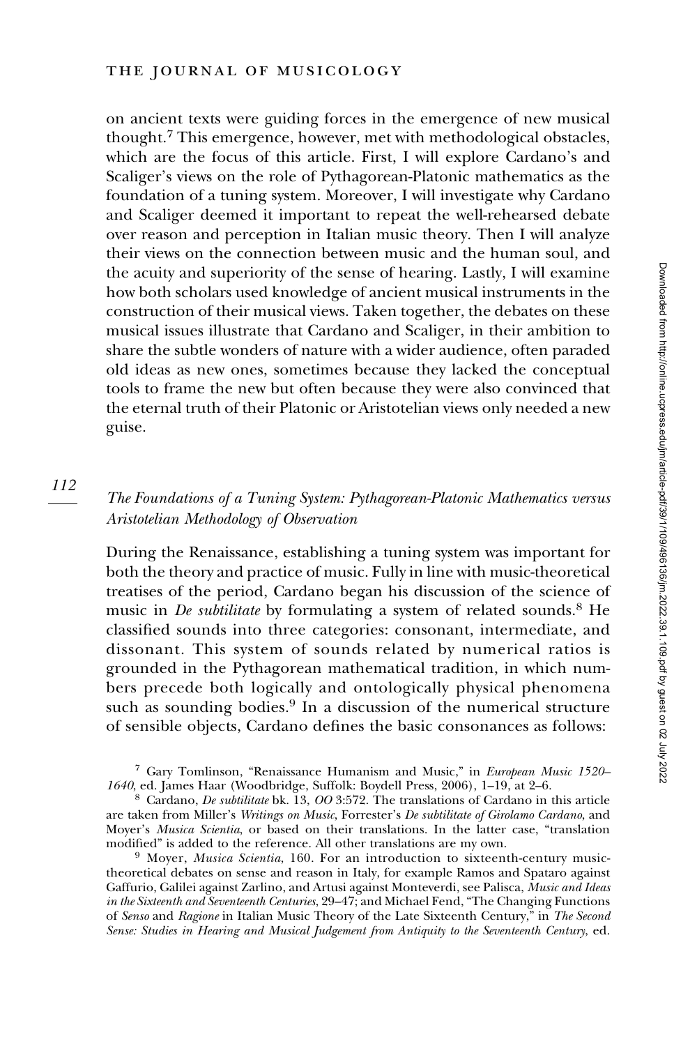on ancient texts were guiding forces in the emergence of new musical thought.[7] This emergence, however, met with methodological obstacles, which are the focus of this article. First, I will explore Cardano's and Scaliger's views on the role of Pythagorean-Platonic mathematics as the foundation of a tuning system. Moreover, I will investigate why Cardano and Scaliger deemed it important to repeat the well-rehearsed debate over reason and perception in Italian music theory. Then I will analyze their views on the connection between music and the human soul, and the acuity and superiority of the sense of hearing. Lastly, I will examine how both scholars used knowledge of ancient musical instruments in the construction of their musical views. Taken together, the debates on these musical issues illustrate that Cardano and Scaliger, in their ambition to share the subtle wonders of nature with a wider audience, often paraded old ideas as new ones, sometimes because they lacked the conceptual tools to frame the new but often because they were also convinced that the eternal truth of their Platonic or Aristotelian views only needed a new guise.

## *The Foundations of a Tuning System: Pythagorean-Platonic Mathematics versus Aristotelian Methodology of Observation*

During the Renaissance, establishing a tuning system was important for both the theory and practice of music. Fully in line with music-theoretical treatises of the period, Cardano began his discussion of the science of music in *De subtilitate* by formulating a system of related sounds.[8] He classified sounds into three categories: consonant, intermediate, and dissonant. This system of sounds related by numerical ratios is grounded in the Pythagorean mathematical tradition, in which numbers precede both logically and ontologically physical phenomena such as sounding bodies.[9] In a discussion of the numerical structure of sensible objects, Cardano defines the basic consonances as follows:

[7] Gary Tomlinson, "Renaissance Humanism and Music," in *European Music 1520–1640*, ed. James Haar (Woodbridge, Suffolk: Boydell Press, 2006), 1–19, at 2–6.

[8] Cardano, *De subtilitate* bk. 13, *OO* 3:572. The translations of Cardano in this article are taken from Miller's *Writings on Music*, Forrester's *De subtilitate of Girolamo Cardano*, and Moyer's *Musica Scientia*, or based on their translations. In the latter case, "translation modified" is added to the reference. All other translations are my own.

[9] Moyer, *Musica Scientia*, 160. For an introduction to sixteenth-century music-theoretical debates on sense and reason in Italy, for example Ramos and Spataro against Gaffurio, Galilei against Zarlino, and Artusi against Monteverdi, see Palisca, *Music and Ideas in the Sixteenth and Seventeenth Centuries*, 29–47; and Michael Fend, "The Changing Functions of *Senso* and *Ragione* in Italian Music Theory of the Late Sixteenth Century," in *The Second Sense: Studies in Hearing and Musical Judgement from Antiquity to the Seventeenth Century*, ed.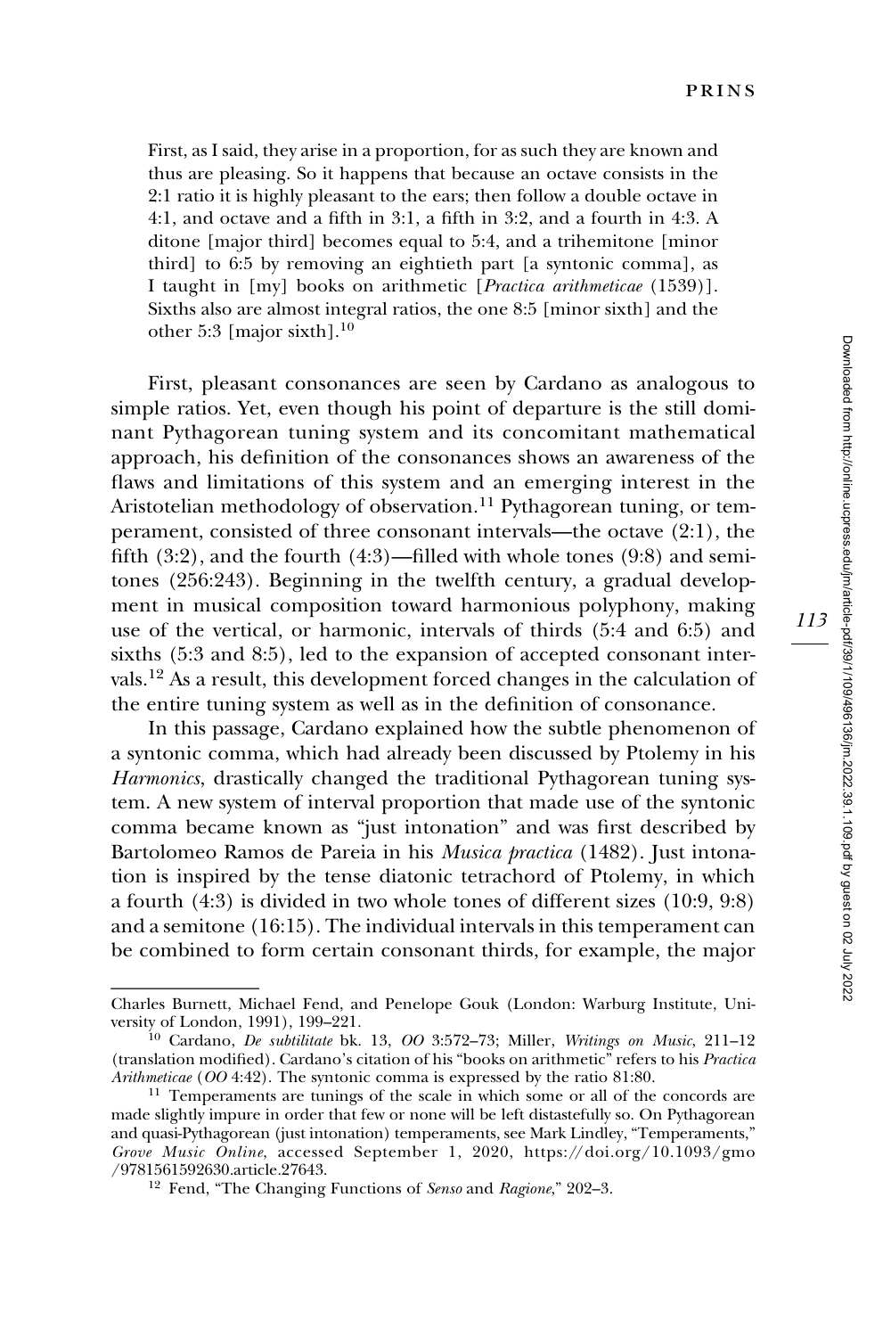> First, as I said, they arise in a proportion, for as such they are known and thus are pleasing. So it happens that because an octave consists in the 2:1 ratio it is highly pleasant to the ears; then follow a double octave in 4:1, and octave and a fifth in 3:1, a fifth in 3:2, and a fourth in 4:3. A ditone [major third] becomes equal to 5:4, and a trihemitone [minor third] to 6:5 by removing an eightieth part [a syntonic comma], as I taught in [my] books on arithmetic [*Practica arithmeticae* (1539)]. Sixths also are almost integral ratios, the one 8:5 [minor sixth] and the other 5:3 [major sixth].[10]

First, pleasant consonances are seen by Cardano as analogous to simple ratios. Yet, even though his point of departure is the still dominant Pythagorean tuning system and its concomitant mathematical approach, his definition of the consonances shows an awareness of the flaws and limitations of this system and an emerging interest in the Aristotelian methodology of observation.[11] Pythagorean tuning, or temperament, consisted of three consonant intervals—the octave (2:1), the fifth (3:2), and the fourth (4:3)—filled with whole tones (9:8) and semitones (256:243). Beginning in the twelfth century, a gradual development in musical composition toward harmonious polyphony, making use of the vertical, or harmonic, intervals of thirds (5:4 and 6:5) and sixths (5:3 and 8:5), led to the expansion of accepted consonant intervals.[12] As a result, this development forced changes in the calculation of the entire tuning system as well as in the definition of consonance.

In this passage, Cardano explained how the subtle phenomenon of a syntonic comma, which had already been discussed by Ptolemy in his *Harmonics*, drastically changed the traditional Pythagorean tuning system. A new system of interval proportion that made use of the syntonic comma became known as "just intonation" and was first described by Bartolomeo Ramos de Pareia in his *Musica practica* (1482). Just intonation is inspired by the tense diatonic tetrachord of Ptolemy, in which a fourth (4:3) is divided in two whole tones of different sizes (10:9, 9:8) and a semitone (16:15). The individual intervals in this temperament can be combined to form certain consonant thirds, for example, the major

---

Charles Burnett, Michael Fend, and Penelope Gouk (London: Warburg Institute, University of London, 1991), 199–221.

[10] Cardano, *De subtilitate* bk. 13, *OO* 3:572–73; Miller, *Writings on Music*, 211–12 (translation modified). Cardano's citation of his "books on arithmetic" refers to his *Practica Arithmeticae* (*OO* 4:42). The syntonic comma is expressed by the ratio 81:80.

[11] Temperaments are tunings of the scale in which some or all of the concords are made slightly impure in order that few or none will be left distastefully so. On Pythagorean and quasi-Pythagorean (just intonation) temperaments, see Mark Lindley, "Temperaments," *Grove Music Online*, accessed September 1, 2020, https://doi.org/10.1093/gmo/9781561592630.article.27643.

[12] Fend, "The Changing Functions of *Senso* and *Ragione*," 202–3.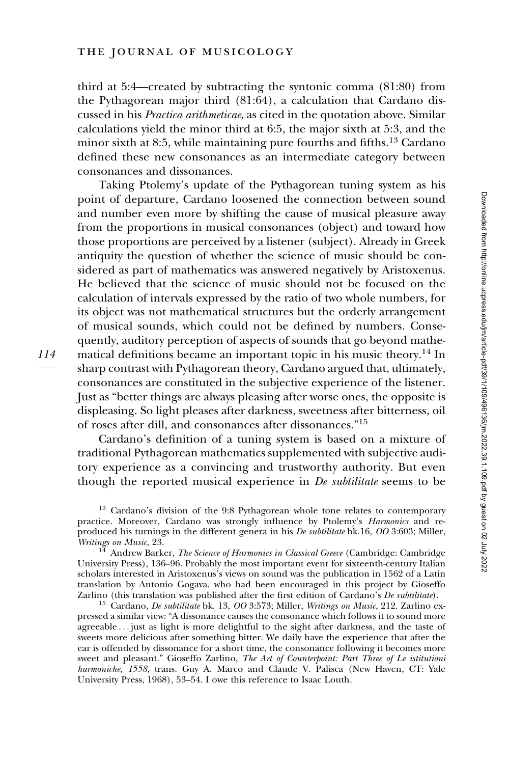third at 5:4—created by subtracting the syntonic comma (81:80) from the Pythagorean major third (81:64), a calculation that Cardano discussed in his *Practica arithmeticae*, as cited in the quotation above. Similar calculations yield the minor third at 6:5, the major sixth at 5:3, and the minor sixth at 8:5, while maintaining pure fourths and fifths.[13] Cardano defined these new consonances as an intermediate category between consonances and dissonances.

Taking Ptolemy's update of the Pythagorean tuning system as his point of departure, Cardano loosened the connection between sound and number even more by shifting the cause of musical pleasure away from the proportions in musical consonances (object) and toward how those proportions are perceived by a listener (subject). Already in Greek antiquity the question of whether the science of music should be considered as part of mathematics was answered negatively by Aristoxenus. He believed that the science of music should not be focused on the calculation of intervals expressed by the ratio of two whole numbers, for its object was not mathematical structures but the orderly arrangement of musical sounds, which could not be defined by numbers. Consequently, auditory perception of aspects of sounds that go beyond mathematical definitions became an important topic in his music theory.[14] In sharp contrast with Pythagorean theory, Cardano argued that, ultimately, consonances are constituted in the subjective experience of the listener. Just as "better things are always pleasing after worse ones, the opposite is displeasing. So light pleases after darkness, sweetness after bitterness, oil of roses after dill, and consonances after dissonances."[15]

Cardano's definition of a tuning system is based on a mixture of traditional Pythagorean mathematics supplemented with subjective auditory experience as a convincing and trustworthy authority. But even though the reported musical experience in *De subtilitate* seems to be

[13] Cardano's division of the 9:8 Pythagorean whole tone relates to contemporary practice. Moreover, Cardano was strongly influence by Ptolemy's *Harmonics* and reproduced his turnings in the different genera in his *De subtilitate* bk.16, *OO* 3:603; Miller, *Writings on Music*, 23.

[14] Andrew Barker, *The Science of Harmonics in Classical Greece* (Cambridge: Cambridge University Press), 136–96. Probably the most important event for sixteenth-century Italian scholars interested in Aristoxenus's views on sound was the publication in 1562 of a Latin translation by Antonio Gogava, who had been encouraged in this project by Gioseffo Zarlino (this translation was published after the first edition of Cardano's *De subtilitate*).

[15] Cardano, *De subtilitate* bk. 13, *OO* 3:573; Miller, *Writings on Music*, 212. Zarlino expressed a similar view: "A dissonance causes the consonance which follows it to sound more agreeable . . . just as light is more delightful to the sight after darkness, and the taste of sweets more delicious after something bitter. We daily have the experience that after the ear is offended by dissonance for a short time, the consonance following it becomes more sweet and pleasant." Gioseffo Zarlino, *The Art of Counterpoint: Part Three of Le istitutioni harmoniche, 1558*, trans. Guy A. Marco and Claude V. Palisca (New Haven, CT: Yale University Press, 1968), 53–54. I owe this reference to Isaac Louth.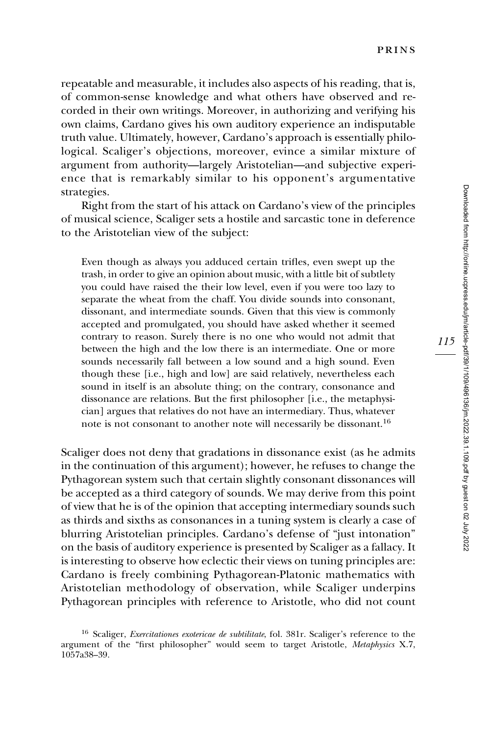repeatable and measurable, it includes also aspects of his reading, that is, of common-sense knowledge and what others have observed and recorded in their own writings. Moreover, in authorizing and verifying his own claims, Cardano gives his own auditory experience an indisputable truth value. Ultimately, however, Cardano's approach is essentially philological. Scaliger's objections, moreover, evince a similar mixture of argument from authority—largely Aristotelian—and subjective experience that is remarkably similar to his opponent's argumentative strategies.

Right from the start of his attack on Cardano's view of the principles of musical science, Scaliger sets a hostile and sarcastic tone in deference to the Aristotelian view of the subject:

> Even though as always you adduced certain trifles, even swept up the trash, in order to give an opinion about music, with a little bit of subtlety you could have raised the their low level, even if you were too lazy to separate the wheat from the chaff. You divide sounds into consonant, dissonant, and intermediate sounds. Given that this view is commonly accepted and promulgated, you should have asked whether it seemed contrary to reason. Surely there is no one who would not admit that between the high and the low there is an intermediate. One or more sounds necessarily fall between a low sound and a high sound. Even though these [i.e., high and low] are said relatively, nevertheless each sound in itself is an absolute thing; on the contrary, consonance and dissonance are relations. But the first philosopher [i.e., the metaphysician] argues that relatives do not have an intermediary. Thus, whatever note is not consonant to another note will necessarily be dissonant.[16]

Scaliger does not deny that gradations in dissonance exist (as he admits in the continuation of this argument); however, he refuses to change the Pythagorean system such that certain slightly consonant dissonances will be accepted as a third category of sounds. We may derive from this point of view that he is of the opinion that accepting intermediary sounds such as thirds and sixths as consonances in a tuning system is clearly a case of blurring Aristotelian principles. Cardano's defense of "just intonation" on the basis of auditory experience is presented by Scaliger as a fallacy. It is interesting to observe how eclectic their views on tuning principles are: Cardano is freely combining Pythagorean-Platonic mathematics with Aristotelian methodology of observation, while Scaliger underpins Pythagorean principles with reference to Aristotle, who did not count

[16] Scaliger, *Exercitationes exotericae de subtilitate*, fol. 381r. Scaliger's reference to the argument of the "first philosopher" would seem to target Aristotle, *Metaphysics* X.7, 1057a38–39.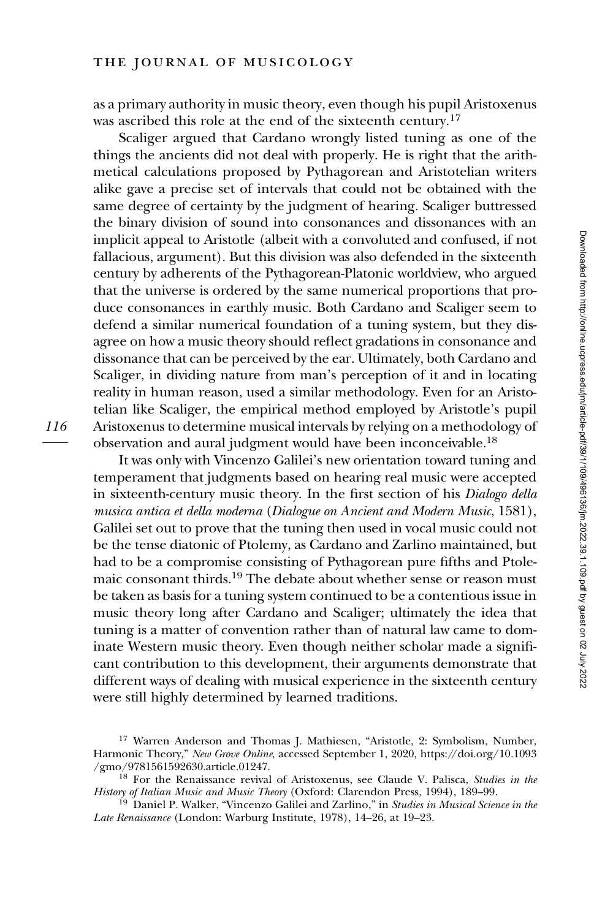as a primary authority in music theory, even though his pupil Aristoxenus was ascribed this role at the end of the sixteenth century.[17]

Scaliger argued that Cardano wrongly listed tuning as one of the things the ancients did not deal with properly. He is right that the arithmetical calculations proposed by Pythagorean and Aristotelian writers alike gave a precise set of intervals that could not be obtained with the same degree of certainty by the judgment of hearing. Scaliger buttressed the binary division of sound into consonances and dissonances with an implicit appeal to Aristotle (albeit with a convoluted and confused, if not fallacious, argument). But this division was also defended in the sixteenth century by adherents of the Pythagorean-Platonic worldview, who argued that the universe is ordered by the same numerical proportions that produce consonances in earthly music. Both Cardano and Scaliger seem to defend a similar numerical foundation of a tuning system, but they disagree on how a music theory should reflect gradations in consonance and dissonance that can be perceived by the ear. Ultimately, both Cardano and Scaliger, in dividing nature from man's perception of it and in locating reality in human reason, used a similar methodology. Even for an Aristotelian like Scaliger, the empirical method employed by Aristotle's pupil Aristoxenus to determine musical intervals by relying on a methodology of observation and aural judgment would have been inconceivable.[18]

It was only with Vincenzo Galilei's new orientation toward tuning and temperament that judgments based on hearing real music were accepted in sixteenth-century music theory. In the first section of his *Dialogo della musica antica et della moderna* (*Dialogue on Ancient and Modern Music*, 1581), Galilei set out to prove that the tuning then used in vocal music could not be the tense diatonic of Ptolemy, as Cardano and Zarlino maintained, but had to be a compromise consisting of Pythagorean pure fifths and Ptolemaic consonant thirds.[19] The debate about whether sense or reason must be taken as basis for a tuning system continued to be a contentious issue in music theory long after Cardano and Scaliger; ultimately the idea that tuning is a matter of convention rather than of natural law came to dominate Western music theory. Even though neither scholar made a significant contribution to this development, their arguments demonstrate that different ways of dealing with musical experience in the sixteenth century were still highly determined by learned traditions.

[17] Warren Anderson and Thomas J. Mathiesen, "Aristotle, 2: Symbolism, Number, Harmonic Theory," *New Grove Online*, accessed September 1, 2020, https://doi.org/10.1093/gmo/9781561592630.article.01247.

[18] For the Renaissance revival of Aristoxenus, see Claude V. Palisca, *Studies in the History of Italian Music and Music Theory* (Oxford: Clarendon Press, 1994), 189–99.

[19] Daniel P. Walker, "Vincenzo Galilei and Zarlino," in *Studies in Musical Science in the Late Renaissance* (London: Warburg Institute, 1978), 14–26, at 19–23.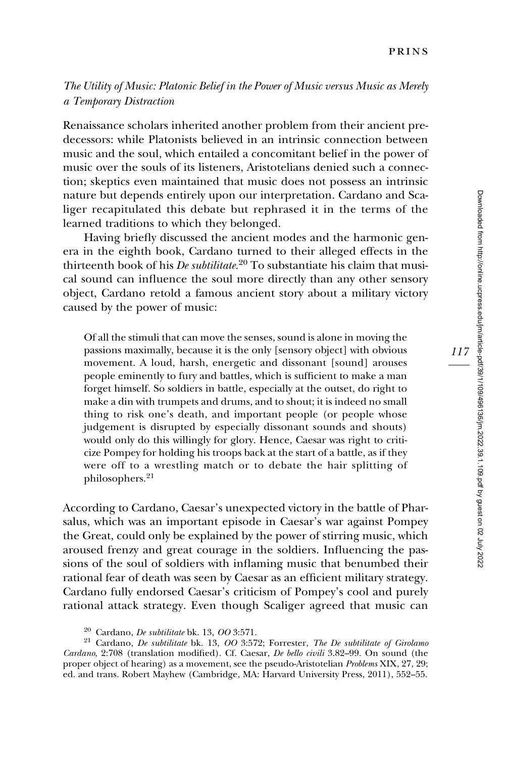*The Utility of Music: Platonic Belief in the Power of Music versus Music as Merely a Temporary Distraction*

Renaissance scholars inherited another problem from their ancient predecessors: while Platonists believed in an intrinsic connection between music and the soul, which entailed a concomitant belief in the power of music over the souls of its listeners, Aristotelians denied such a connection; skeptics even maintained that music does not possess an intrinsic nature but depends entirely upon our interpretation. Cardano and Scaliger recapitulated this debate but rephrased it in the terms of the learned traditions to which they belonged.

Having briefly discussed the ancient modes and the harmonic genera in the eighth book, Cardano turned to their alleged effects in the thirteenth book of his *De subtilitate*.[20] To substantiate his claim that musical sound can influence the soul more directly than any other sensory object, Cardano retold a famous ancient story about a military victory caused by the power of music:

> Of all the stimuli that can move the senses, sound is alone in moving the passions maximally, because it is the only [sensory object] with obvious movement. A loud, harsh, energetic and dissonant [sound] arouses people eminently to fury and battles, which is sufficient to make a man forget himself. So soldiers in battle, especially at the outset, do right to make a din with trumpets and drums, and to shout; it is indeed no small thing to risk one's death, and important people (or people whose judgement is disrupted by especially dissonant sounds and shouts) would only do this willingly for glory. Hence, Caesar was right to criticize Pompey for holding his troops back at the start of a battle, as if they were off to a wrestling match or to debate the hair splitting of philosophers.[21]

According to Cardano, Caesar's unexpected victory in the battle of Pharsalus, which was an important episode in Caesar's war against Pompey the Great, could only be explained by the power of stirring music, which aroused frenzy and great courage in the soldiers. Influencing the passions of the soul of soldiers with inflaming music that benumbed their rational fear of death was seen by Caesar as an efficient military strategy. Cardano fully endorsed Caesar's criticism of Pompey's cool and purely rational attack strategy. Even though Scaliger agreed that music can

[20] Cardano, *De subtilitate* bk. 13, *OO* 3:571.

[21] Cardano, *De subtilitate* bk. 13, *OO* 3:572; Forrester, *The De subtilitate of Girolamo Cardano*, 2:708 (translation modified). Cf. Caesar, *De bello civili* 3.82–99. On sound (the proper object of hearing) as a movement, see the pseudo-Aristotelian *Problems* XIX, 27, 29; ed. and trans. Robert Mayhew (Cambridge, MA: Harvard University Press, 2011), 552–55.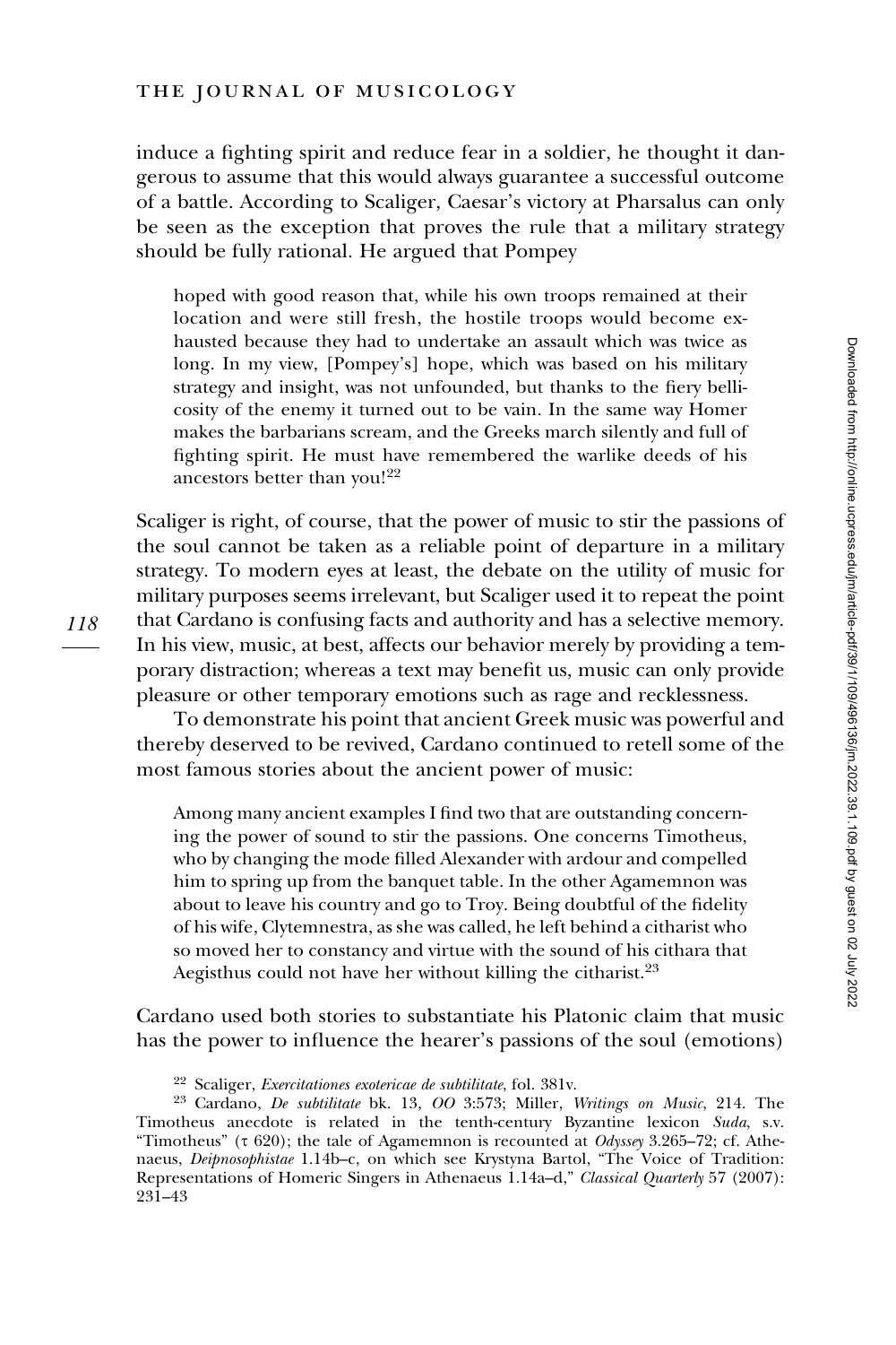induce a fighting spirit and reduce fear in a soldier, he thought it dangerous to assume that this would always guarantee a successful outcome of a battle. According to Scaliger, Caesar's victory at Pharsalus can only be seen as the exception that proves the rule that a military strategy should be fully rational. He argued that Pompey

> hoped with good reason that, while his own troops remained at their location and were still fresh, the hostile troops would become exhausted because they had to undertake an assault which was twice as long. In my view, [Pompey's] hope, which was based on his military strategy and insight, was not unfounded, but thanks to the fiery bellicosity of the enemy it turned out to be vain. In the same way Homer makes the barbarians scream, and the Greeks march silently and full of fighting spirit. He must have remembered the warlike deeds of his ancestors better than you![22]

Scaliger is right, of course, that the power of music to stir the passions of the soul cannot be taken as a reliable point of departure in a military strategy. To modern eyes at least, the debate on the utility of music for military purposes seems irrelevant, but Scaliger used it to repeat the point that Cardano is confusing facts and authority and has a selective memory. In his view, music, at best, affects our behavior merely by providing a temporary distraction; whereas a text may benefit us, music can only provide pleasure or other temporary emotions such as rage and recklessness.

To demonstrate his point that ancient Greek music was powerful and thereby deserved to be revived, Cardano continued to retell some of the most famous stories about the ancient power of music:

> Among many ancient examples I find two that are outstanding concerning the power of sound to stir the passions. One concerns Timotheus, who by changing the mode filled Alexander with ardour and compelled him to spring up from the banquet table. In the other Agamemnon was about to leave his country and go to Troy. Being doubtful of the fidelity of his wife, Clytemnestra, as she was called, he left behind a citharist who so moved her to constancy and virtue with the sound of his cithara that Aegisthus could not have her without killing the citharist.[23]

Cardano used both stories to substantiate his Platonic claim that music has the power to influence the hearer's passions of the soul (emotions)

[22] Scaliger, *Exercitationes exotericae de subtilitate*, fol. 381v.

[23] Cardano, *De subtilitate* bk. 13, *OO* 3:573; Miller, *Writings on Music*, 214. The Timotheus anecdote is related in the tenth-century Byzantine lexicon *Suda*, s.v. "Timotheus" (τ 620); the tale of Agamemnon is recounted at *Odyssey* 3.265–72; cf. Athenaeus, *Deipnosophistae* 1.14b–c, on which see Krystyna Bartol, "The Voice of Tradition: Representations of Homeric Singers in Athenaeus 1.14a–d," *Classical Quarterly* 57 (2007): 231–43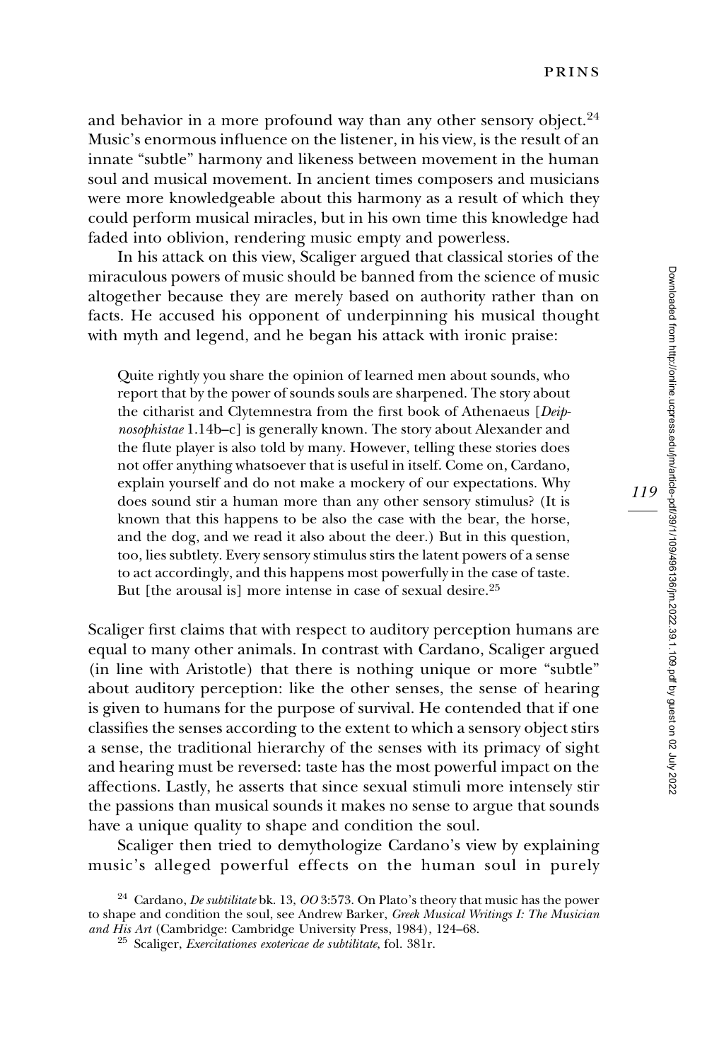and behavior in a more profound way than any other sensory object.[24] Music's enormous influence on the listener, in his view, is the result of an innate "subtle" harmony and likeness between movement in the human soul and musical movement. In ancient times composers and musicians were more knowledgeable about this harmony as a result of which they could perform musical miracles, but in his own time this knowledge had faded into oblivion, rendering music empty and powerless.

In his attack on this view, Scaliger argued that classical stories of the miraculous powers of music should be banned from the science of music altogether because they are merely based on authority rather than on facts. He accused his opponent of underpinning his musical thought with myth and legend, and he began his attack with ironic praise:

> Quite rightly you share the opinion of learned men about sounds, who report that by the power of sounds souls are sharpened. The story about the citharist and Clytemnestra from the first book of Athenaeus [*Deipnosophistae* 1.14b–c] is generally known. The story about Alexander and the flute player is also told by many. However, telling these stories does not offer anything whatsoever that is useful in itself. Come on, Cardano, explain yourself and do not make a mockery of our expectations. Why does sound stir a human more than any other sensory stimulus? (It is known that this happens to be also the case with the bear, the horse, and the dog, and we read it also about the deer.) But in this question, too, lies subtlety. Every sensory stimulus stirs the latent powers of a sense to act accordingly, and this happens most powerfully in the case of taste. But [the arousal is] more intense in case of sexual desire.[25]

Scaliger first claims that with respect to auditory perception humans are equal to many other animals. In contrast with Cardano, Scaliger argued (in line with Aristotle) that there is nothing unique or more "subtle" about auditory perception: like the other senses, the sense of hearing is given to humans for the purpose of survival. He contended that if one classifies the senses according to the extent to which a sensory object stirs a sense, the traditional hierarchy of the senses with its primacy of sight and hearing must be reversed: taste has the most powerful impact on the affections. Lastly, he asserts that since sexual stimuli more intensely stir the passions than musical sounds it makes no sense to argue that sounds have a unique quality to shape and condition the soul.

Scaliger then tried to demythologize Cardano's view by explaining music's alleged powerful effects on the human soul in purely

[24] Cardano, *De subtilitate* bk. 13, *OO* 3:573. On Plato's theory that music has the power to shape and condition the soul, see Andrew Barker, *Greek Musical Writings I: The Musician and His Art* (Cambridge: Cambridge University Press, 1984), 124–68.

[25] Scaliger, *Exercitationes exotericae de subtilitate*, fol. 381r.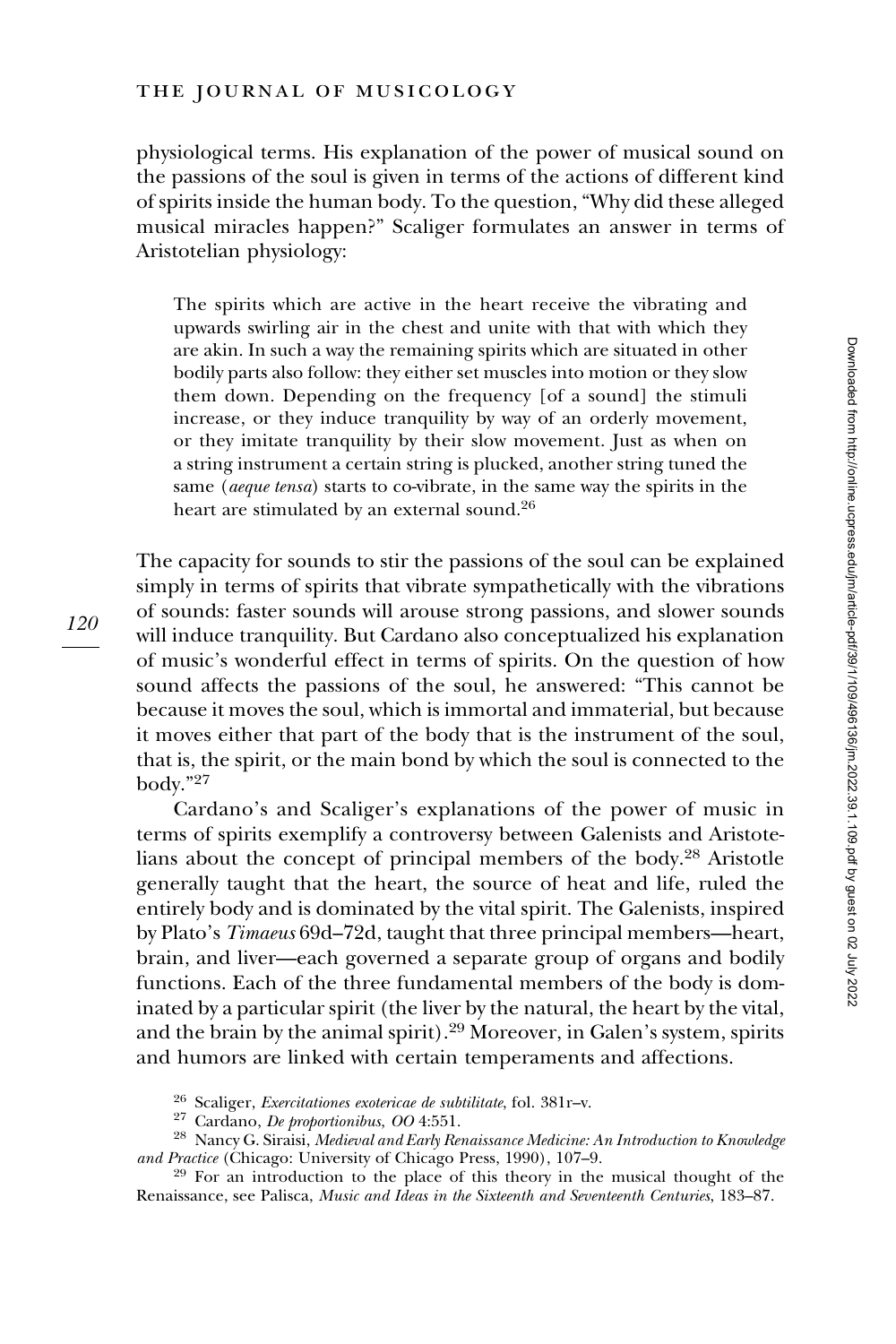physiological terms. His explanation of the power of musical sound on the passions of the soul is given in terms of the actions of different kind of spirits inside the human body. To the question, "Why did these alleged musical miracles happen?" Scaliger formulates an answer in terms of Aristotelian physiology:

> The spirits which are active in the heart receive the vibrating and upwards swirling air in the chest and unite with that with which they are akin. In such a way the remaining spirits which are situated in other bodily parts also follow: they either set muscles into motion or they slow them down. Depending on the frequency [of a sound] the stimuli increase, or they induce tranquility by way of an orderly movement, or they imitate tranquility by their slow movement. Just as when on a string instrument a certain string is plucked, another string tuned the same (*aeque tensa*) starts to co-vibrate, in the same way the spirits in the heart are stimulated by an external sound.[26]

The capacity for sounds to stir the passions of the soul can be explained simply in terms of spirits that vibrate sympathetically with the vibrations of sounds: faster sounds will arouse strong passions, and slower sounds will induce tranquility. But Cardano also conceptualized his explanation of music's wonderful effect in terms of spirits. On the question of how sound affects the passions of the soul, he answered: "This cannot be because it moves the soul, which is immortal and immaterial, but because it moves either that part of the body that is the instrument of the soul, that is, the spirit, or the main bond by which the soul is connected to the body."[27]

Cardano's and Scaliger's explanations of the power of music in terms of spirits exemplify a controversy between Galenists and Aristotelians about the concept of principal members of the body.[28] Aristotle generally taught that the heart, the source of heat and life, ruled the entirely body and is dominated by the vital spirit. The Galenists, inspired by Plato's *Timaeus* 69d–72d, taught that three principal members—heart, brain, and liver—each governed a separate group of organs and bodily functions. Each of the three fundamental members of the body is dominated by a particular spirit (the liver by the natural, the heart by the vital, and the brain by the animal spirit).[29] Moreover, in Galen's system, spirits and humors are linked with certain temperaments and affections.

[26] Scaliger, *Exercitationes exotericae de subtilitate*, fol. 381r–v.

[27] Cardano, *De proportionibus*, *OO* 4:551.

[28] Nancy G. Siraisi, *Medieval and Early Renaissance Medicine: An Introduction to Knowledge and Practice* (Chicago: University of Chicago Press, 1990), 107–9.

[29] For an introduction to the place of this theory in the musical thought of the Renaissance, see Palisca, *Music and Ideas in the Sixteenth and Seventeenth Centuries*, 183–87.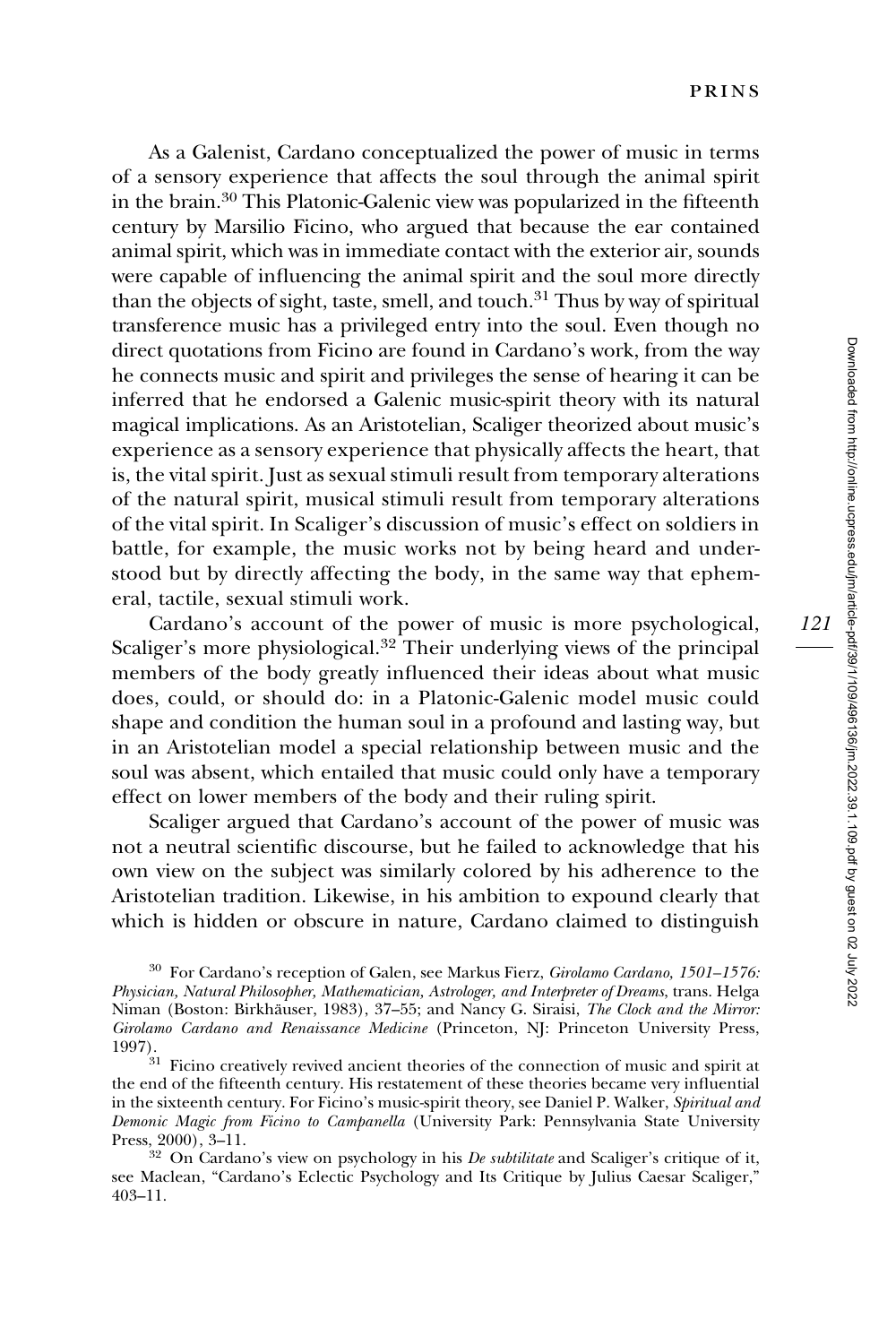As a Galenist, Cardano conceptualized the power of music in terms of a sensory experience that affects the soul through the animal spirit in the brain.[30] This Platonic-Galenic view was popularized in the fifteenth century by Marsilio Ficino, who argued that because the ear contained animal spirit, which was in immediate contact with the exterior air, sounds were capable of influencing the animal spirit and the soul more directly than the objects of sight, taste, smell, and touch.[31] Thus by way of spiritual transference music has a privileged entry into the soul. Even though no direct quotations from Ficino are found in Cardano's work, from the way he connects music and spirit and privileges the sense of hearing it can be inferred that he endorsed a Galenic music-spirit theory with its natural magical implications. As an Aristotelian, Scaliger theorized about music's experience as a sensory experience that physically affects the heart, that is, the vital spirit. Just as sexual stimuli result from temporary alterations of the natural spirit, musical stimuli result from temporary alterations of the vital spirit. In Scaliger's discussion of music's effect on soldiers in battle, for example, the music works not by being heard and understood but by directly affecting the body, in the same way that ephemeral, tactile, sexual stimuli work.

Cardano's account of the power of music is more psychological, Scaliger's more physiological.[32] Their underlying views of the principal members of the body greatly influenced their ideas about what music does, could, or should do: in a Platonic-Galenic model music could shape and condition the human soul in a profound and lasting way, but in an Aristotelian model a special relationship between music and the soul was absent, which entailed that music could only have a temporary effect on lower members of the body and their ruling spirit.

Scaliger argued that Cardano's account of the power of music was not a neutral scientific discourse, but he failed to acknowledge that his own view on the subject was similarly colored by his adherence to the Aristotelian tradition. Likewise, in his ambition to expound clearly that which is hidden or obscure in nature, Cardano claimed to distinguish

---

[30] For Cardano's reception of Galen, see Markus Fierz, *Girolamo Cardano, 1501–1576: Physician, Natural Philosopher, Mathematician, Astrologer, and Interpreter of Dreams*, trans. Helga Niman (Boston: Birkhäuser, 1983), 37–55; and Nancy G. Siraisi, *The Clock and the Mirror: Girolamo Cardano and Renaissance Medicine* (Princeton, NJ: Princeton University Press, 1997).

[31] Ficino creatively revived ancient theories of the connection of music and spirit at the end of the fifteenth century. His restatement of these theories became very influential in the sixteenth century. For Ficino's music-spirit theory, see Daniel P. Walker, *Spiritual and Demonic Magic from Ficino to Campanella* (University Park: Pennsylvania State University Press, 2000), 3–11.

[32] On Cardano's view on psychology in his *De subtilitate* and Scaliger's critique of it, see Maclean, "Cardano's Eclectic Psychology and Its Critique by Julius Caesar Scaliger," 403–11.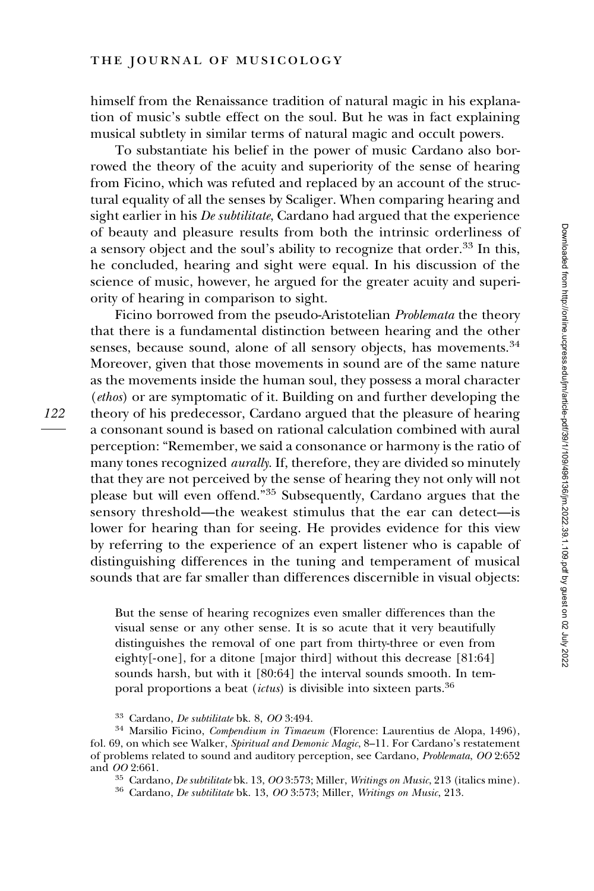himself from the Renaissance tradition of natural magic in his explanation of music's subtle effect on the soul. But he was in fact explaining musical subtlety in similar terms of natural magic and occult powers.

To substantiate his belief in the power of music Cardano also borrowed the theory of the acuity and superiority of the sense of hearing from Ficino, which was refuted and replaced by an account of the structural equality of all the senses by Scaliger. When comparing hearing and sight earlier in his *De subtilitate*, Cardano had argued that the experience of beauty and pleasure results from both the intrinsic orderliness of a sensory object and the soul's ability to recognize that order.[33] In this, he concluded, hearing and sight were equal. In his discussion of the science of music, however, he argued for the greater acuity and superiority of hearing in comparison to sight.

Ficino borrowed from the pseudo-Aristotelian *Problemata* the theory that there is a fundamental distinction between hearing and the other senses, because sound, alone of all sensory objects, has movements.[34] Moreover, given that those movements in sound are of the same nature as the movements inside the human soul, they possess a moral character (*ethos*) or are symptomatic of it. Building on and further developing the theory of his predecessor, Cardano argued that the pleasure of hearing a consonant sound is based on rational calculation combined with aural perception: "Remember, we said a consonance or harmony is the ratio of many tones recognized *aurally*. If, therefore, they are divided so minutely that they are not perceived by the sense of hearing they not only will not please but will even offend."[35] Subsequently, Cardano argues that the sensory threshold—the weakest stimulus that the ear can detect—is lower for hearing than for seeing. He provides evidence for this view by referring to the experience of an expert listener who is capable of distinguishing differences in the tuning and temperament of musical sounds that are far smaller than differences discernible in visual objects:

> But the sense of hearing recognizes even smaller differences than the visual sense or any other sense. It is so acute that it very beautifully distinguishes the removal of one part from thirty-three or even from eighty[-one], for a ditone [major third] without this decrease [81:64] sounds harsh, but with it [80:64] the interval sounds smooth. In temporal proportions a beat (*ictus*) is divisible into sixteen parts.[36]

[33] Cardano, *De subtilitate* bk. 8, *OO* 3:494.

[34] Marsilio Ficino, *Compendium in Timaeum* (Florence: Laurentius de Alopa, 1496), fol. 69, on which see Walker, *Spiritual and Demonic Magic*, 8–11. For Cardano's restatement of problems related to sound and auditory perception, see Cardano, *Problemata*, *OO* 2:652 and *OO* 2:661.

[35] Cardano, *De subtilitate* bk. 13, *OO* 3:573; Miller, *Writings on Music*, 213 (italics mine).

[36] Cardano, *De subtilitate* bk. 13, *OO* 3:573; Miller, *Writings on Music*, 213.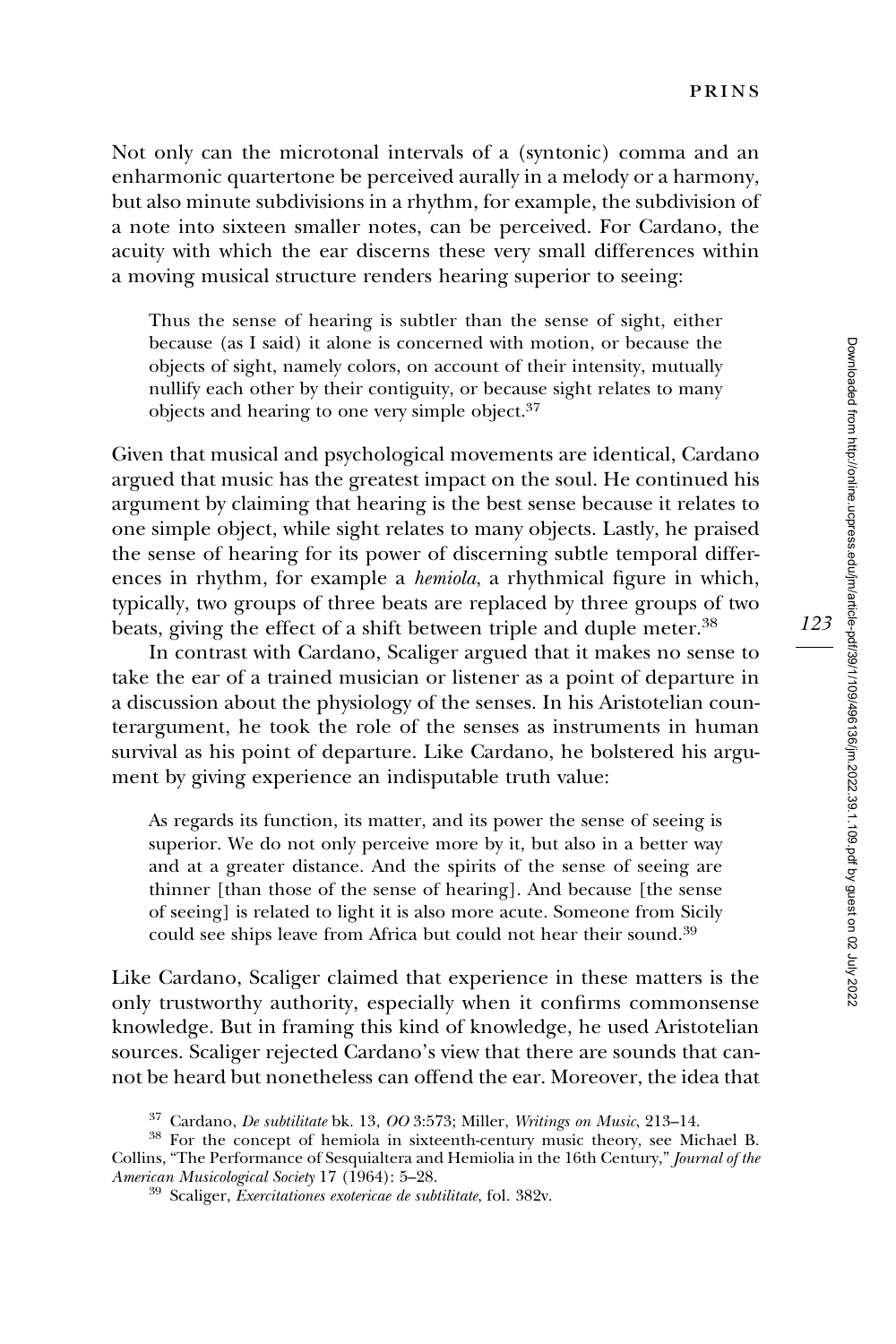Not only can the microtonal intervals of a (syntonic) comma and an enharmonic quartertone be perceived aurally in a melody or a harmony, but also minute subdivisions in a rhythm, for example, the subdivision of a note into sixteen smaller notes, can be perceived. For Cardano, the acuity with which the ear discerns these very small differences within a moving musical structure renders hearing superior to seeing:

> Thus the sense of hearing is subtler than the sense of sight, either because (as I said) it alone is concerned with motion, or because the objects of sight, namely colors, on account of their intensity, mutually nullify each other by their contiguity, or because sight relates to many objects and hearing to one very simple object.[37]

Given that musical and psychological movements are identical, Cardano argued that music has the greatest impact on the soul. He continued his argument by claiming that hearing is the best sense because it relates to one simple object, while sight relates to many objects. Lastly, he praised the sense of hearing for its power of discerning subtle temporal differences in rhythm, for example a *hemiola*, a rhythmical figure in which, typically, two groups of three beats are replaced by three groups of two beats, giving the effect of a shift between triple and duple meter.[38]

In contrast with Cardano, Scaliger argued that it makes no sense to take the ear of a trained musician or listener as a point of departure in a discussion about the physiology of the senses. In his Aristotelian counterargument, he took the role of the senses as instruments in human survival as his point of departure. Like Cardano, he bolstered his argument by giving experience an indisputable truth value:

> As regards its function, its matter, and its power the sense of seeing is superior. We do not only perceive more by it, but also in a better way and at a greater distance. And the spirits of the sense of seeing are thinner [than those of the sense of hearing]. And because [the sense of seeing] is related to light it is also more acute. Someone from Sicily could see ships leave from Africa but could not hear their sound.[39]

Like Cardano, Scaliger claimed that experience in these matters is the only trustworthy authority, especially when it confirms commonsense knowledge. But in framing this kind of knowledge, he used Aristotelian sources. Scaliger rejected Cardano's view that there are sounds that cannot be heard but nonetheless can offend the ear. Moreover, the idea that

---

[37] Cardano, *De subtilitate* bk. 13, *OO* 3:573; Miller, *Writings on Music*, 213–14.

[38] For the concept of hemiola in sixteenth-century music theory, see Michael B. Collins, "The Performance of Sesquialtera and Hemiolia in the 16th Century," *Journal of the American Musicological Society* 17 (1964): 5–28.

[39] Scaliger, *Exercitationes exotericae de subtilitate*, fol. 382v.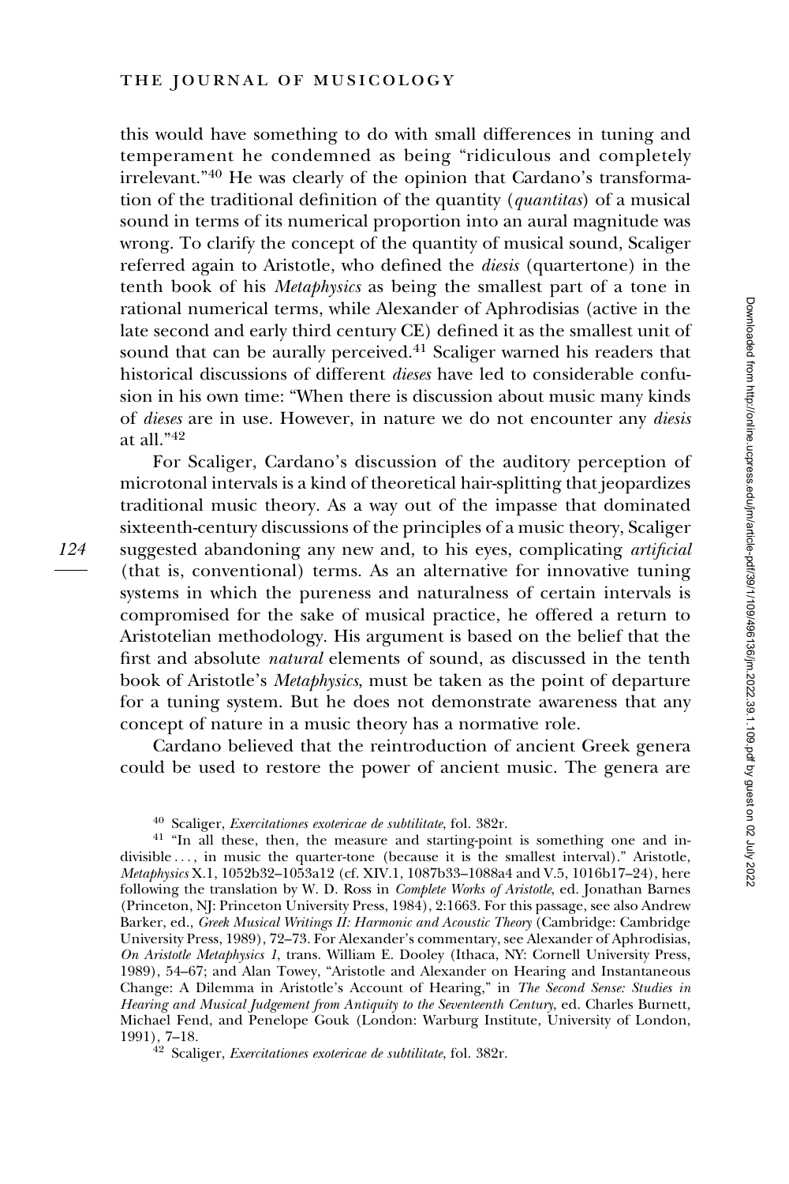this would have something to do with small differences in tuning and temperament he condemned as being "ridiculous and completely irrelevant."[40] He was clearly of the opinion that Cardano's transformation of the traditional definition of the quantity (*quantitas*) of a musical sound in terms of its numerical proportion into an aural magnitude was wrong. To clarify the concept of the quantity of musical sound, Scaliger referred again to Aristotle, who defined the *diesis* (quartertone) in the tenth book of his *Metaphysics* as being the smallest part of a tone in rational numerical terms, while Alexander of Aphrodisias (active in the late second and early third century CE) defined it as the smallest unit of sound that can be aurally perceived.[41] Scaliger warned his readers that historical discussions of different *dieses* have led to considerable confusion in his own time: "When there is discussion about music many kinds of *dieses* are in use. However, in nature we do not encounter any *diesis* at all."[42]

For Scaliger, Cardano's discussion of the auditory perception of microtonal intervals is a kind of theoretical hair-splitting that jeopardizes traditional music theory. As a way out of the impasse that dominated sixteenth-century discussions of the principles of a music theory, Scaliger suggested abandoning any new and, to his eyes, complicating *artificial* (that is, conventional) terms. As an alternative for innovative tuning systems in which the pureness and naturalness of certain intervals is compromised for the sake of musical practice, he offered a return to Aristotelian methodology. His argument is based on the belief that the first and absolute *natural* elements of sound, as discussed in the tenth book of Aristotle's *Metaphysics*, must be taken as the point of departure for a tuning system. But he does not demonstrate awareness that any concept of nature in a music theory has a normative role.

Cardano believed that the reintroduction of ancient Greek genera could be used to restore the power of ancient music. The genera are

---

[40] Scaliger, *Exercitationes exotericae de subtilitate*, fol. 382r.

[41] "In all these, then, the measure and starting-point is something one and indivisible . . . , in music the quarter-tone (because it is the smallest interval)." Aristotle, *Metaphysics* X.1, 1052b32–1053a12 (cf. XIV.1, 1087b33–1088a4 and V.5, 1016b17–24), here following the translation by W. D. Ross in *Complete Works of Aristotle*, ed. Jonathan Barnes (Princeton, NJ: Princeton University Press, 1984), 2:1663. For this passage, see also Andrew Barker, ed., *Greek Musical Writings II: Harmonic and Acoustic Theory* (Cambridge: Cambridge University Press, 1989), 72–73. For Alexander's commentary, see Alexander of Aphrodisias, *On Aristotle Metaphysics 1*, trans. William E. Dooley (Ithaca, NY: Cornell University Press, 1989), 54–67; and Alan Towey, "Aristotle and Alexander on Hearing and Instantaneous Change: A Dilemma in Aristotle's Account of Hearing," in *The Second Sense: Studies in Hearing and Musical Judgement from Antiquity to the Seventeenth Century*, ed. Charles Burnett, Michael Fend, and Penelope Gouk (London: Warburg Institute, University of London, 1991), 7–18.

[42] Scaliger, *Exercitationes exotericae de subtilitate*, fol. 382r.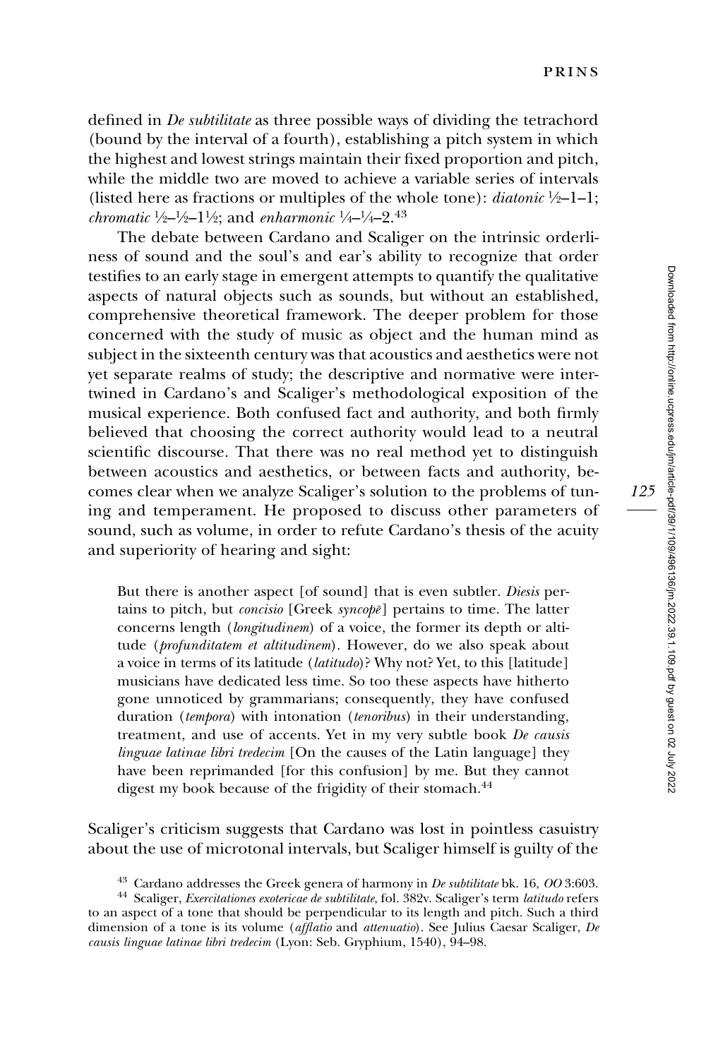defined in *De subtilitate* as three possible ways of dividing the tetrachord (bound by the interval of a fourth), establishing a pitch system in which the highest and lowest strings maintain their fixed proportion and pitch, while the middle two are moved to achieve a variable series of intervals (listed here as fractions or multiples of the whole tone): *diatonic* ½–1–1; *chromatic* ½–½–1½; and *enharmonic* ¼–¼–2.[43]

The debate between Cardano and Scaliger on the intrinsic orderliness of sound and the soul's and ear's ability to recognize that order testifies to an early stage in emergent attempts to quantify the qualitative aspects of natural objects such as sounds, but without an established, comprehensive theoretical framework. The deeper problem for those concerned with the study of music as object and the human mind as subject in the sixteenth century was that acoustics and aesthetics were not yet separate realms of study; the descriptive and normative were intertwined in Cardano's and Scaliger's methodological exposition of the musical experience. Both confused fact and authority, and both firmly believed that choosing the correct authority would lead to a neutral scientific discourse. That there was no real method yet to distinguish between acoustics and aesthetics, or between facts and authority, becomes clear when we analyze Scaliger's solution to the problems of tuning and temperament. He proposed to discuss other parameters of sound, such as volume, in order to refute Cardano's thesis of the acuity and superiority of hearing and sight:

> But there is another aspect [of sound] that is even subtler. *Diesis* pertains to pitch, but *concisio* [Greek *syncopē*] pertains to time. The latter concerns length (*longitudinem*) of a voice, the former its depth or altitude (*profunditatem et altitudinem*). However, do we also speak about a voice in terms of its latitude (*latitudo*)? Why not? Yet, to this [latitude] musicians have dedicated less time. So too these aspects have hitherto gone unnoticed by grammarians; consequently, they have confused duration (*tempora*) with intonation (*tenoribus*) in their understanding, treatment, and use of accents. Yet in my very subtle book *De causis linguae latinae libri tredecim* [On the causes of the Latin language] they have been reprimanded [for this confusion] by me. But they cannot digest my book because of the frigidity of their stomach.[44]

Scaliger's criticism suggests that Cardano was lost in pointless casuistry about the use of microtonal intervals, but Scaliger himself is guilty of the

[43] Cardano addresses the Greek genera of harmony in *De subtilitate* bk. 16, *OO* 3:603.

[44] Scaliger, *Exercitationes exotericae de subtilitate*, fol. 382v. Scaliger's term *latitudo* refers to an aspect of a tone that should be perpendicular to its length and pitch. Such a third dimension of a tone is its volume (*afflatio* and *attenuatio*). See Julius Caesar Scaliger, *De causis linguae latinae libri tredecim* (Lyon: Seb. Gryphium, 1540), 94–98.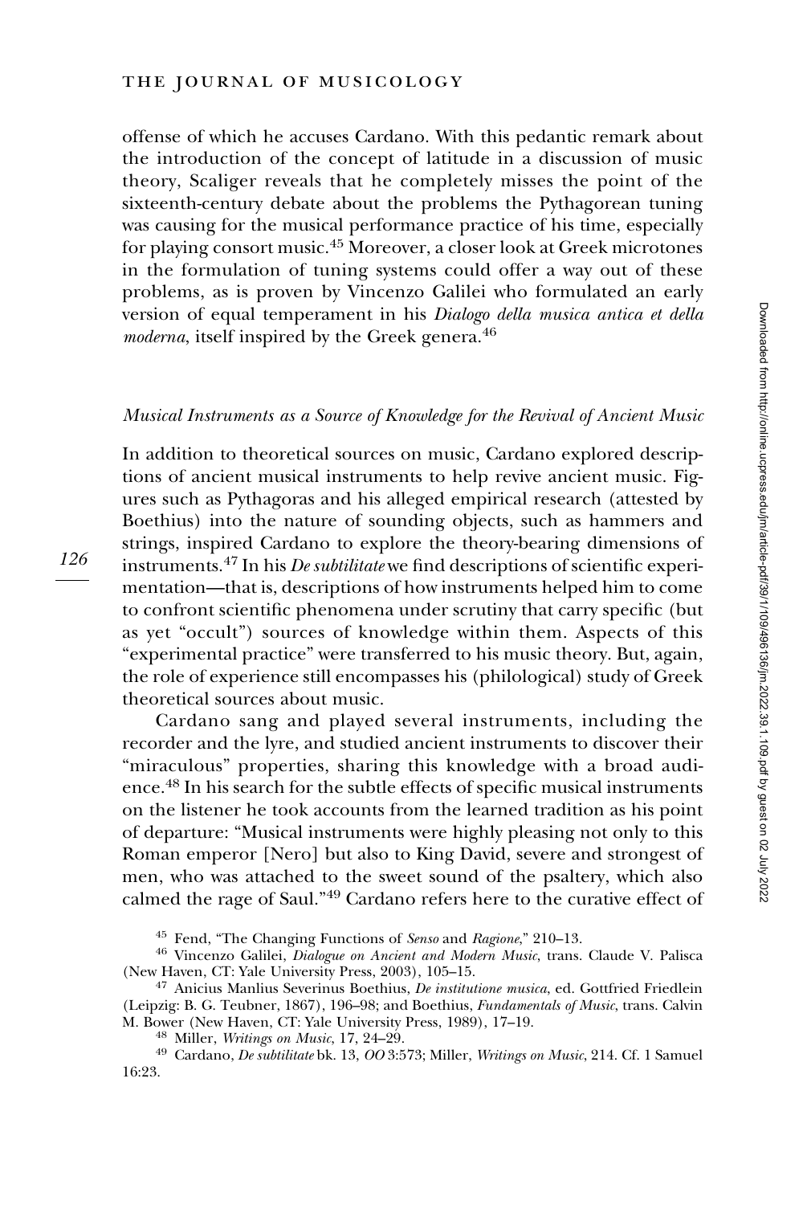offense of which he accuses Cardano. With this pedantic remark about the introduction of the concept of latitude in a discussion of music theory, Scaliger reveals that he completely misses the point of the sixteenth-century debate about the problems the Pythagorean tuning was causing for the musical performance practice of his time, especially for playing consort music.[45] Moreover, a closer look at Greek microtones in the formulation of tuning systems could offer a way out of these problems, as is proven by Vincenzo Galilei who formulated an early version of equal temperament in his *Dialogo della musica antica et della moderna*, itself inspired by the Greek genera.[46]

### *Musical Instruments as a Source of Knowledge for the Revival of Ancient Music*

In addition to theoretical sources on music, Cardano explored descriptions of ancient musical instruments to help revive ancient music. Figures such as Pythagoras and his alleged empirical research (attested by Boethius) into the nature of sounding objects, such as hammers and strings, inspired Cardano to explore the theory-bearing dimensions of instruments.[47] In his *De subtilitate* we find descriptions of scientific experimentation—that is, descriptions of how instruments helped him to come to confront scientific phenomena under scrutiny that carry specific (but as yet "occult") sources of knowledge within them. Aspects of this "experimental practice" were transferred to his music theory. But, again, the role of experience still encompasses his (philological) study of Greek theoretical sources about music.

Cardano sang and played several instruments, including the recorder and the lyre, and studied ancient instruments to discover their "miraculous" properties, sharing this knowledge with a broad audience.[48] In his search for the subtle effects of specific musical instruments on the listener he took accounts from the learned tradition as his point of departure: "Musical instruments were highly pleasing not only to this Roman emperor [Nero] but also to King David, severe and strongest of men, who was attached to the sweet sound of the psaltery, which also calmed the rage of Saul."[49] Cardano refers here to the curative effect of

[45] Fend, "The Changing Functions of *Senso* and *Ragione*," 210–13.

[46] Vincenzo Galilei, *Dialogue on Ancient and Modern Music*, trans. Claude V. Palisca (New Haven, CT: Yale University Press, 2003), 105–15.

[47] Anicius Manlius Severinus Boethius, *De institutione musica*, ed. Gottfried Friedlein (Leipzig: B. G. Teubner, 1867), 196–98; and Boethius, *Fundamentals of Music*, trans. Calvin M. Bower (New Haven, CT: Yale University Press, 1989), 17–19.

[48] Miller, *Writings on Music*, 17, 24–29.

[49] Cardano, *De subtilitate* bk. 13, *OO* 3:573; Miller, *Writings on Music*, 214. Cf. 1 Samuel 16:23.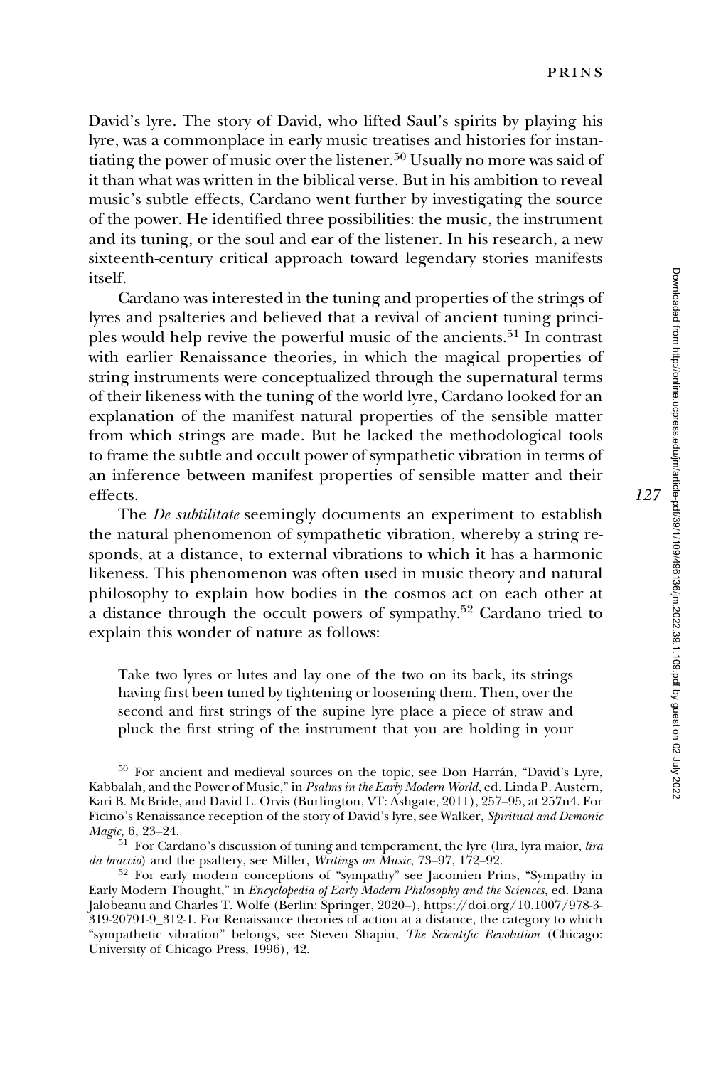David's lyre. The story of David, who lifted Saul's spirits by playing his lyre, was a commonplace in early music treatises and histories for instantiating the power of music over the listener.[50] Usually no more was said of it than what was written in the biblical verse. But in his ambition to reveal music's subtle effects, Cardano went further by investigating the source of the power. He identified three possibilities: the music, the instrument and its tuning, or the soul and ear of the listener. In his research, a new sixteenth-century critical approach toward legendary stories manifests itself.

Cardano was interested in the tuning and properties of the strings of lyres and psalteries and believed that a revival of ancient tuning principles would help revive the powerful music of the ancients.[51] In contrast with earlier Renaissance theories, in which the magical properties of string instruments were conceptualized through the supernatural terms of their likeness with the tuning of the world lyre, Cardano looked for an explanation of the manifest natural properties of the sensible matter from which strings are made. But he lacked the methodological tools to frame the subtle and occult power of sympathetic vibration in terms of an inference between manifest properties of sensible matter and their effects.

The *De subtilitate* seemingly documents an experiment to establish the natural phenomenon of sympathetic vibration, whereby a string responds, at a distance, to external vibrations to which it has a harmonic likeness. This phenomenon was often used in music theory and natural philosophy to explain how bodies in the cosmos act on each other at a distance through the occult powers of sympathy.[52] Cardano tried to explain this wonder of nature as follows:

> Take two lyres or lutes and lay one of the two on its back, its strings having first been tuned by tightening or loosening them. Then, over the second and first strings of the supine lyre place a piece of straw and pluck the first string of the instrument that you are holding in your

---

[50] For ancient and medieval sources on the topic, see Don Harrán, "David's Lyre, Kabbalah, and the Power of Music," in *Psalms in the Early Modern World*, ed. Linda P. Austern, Kari B. McBride, and David L. Orvis (Burlington, VT: Ashgate, 2011), 257–95, at 257n4. For Ficino's Renaissance reception of the story of David's lyre, see Walker, *Spiritual and Demonic Magic*, 6, 23–24.

[51] For Cardano's discussion of tuning and temperament, the lyre (lira, lyra maior, *lira da braccio*) and the psaltery, see Miller, *Writings on Music*, 73–97, 172–92.

[52] For early modern conceptions of "sympathy" see Jacomien Prins, "Sympathy in Early Modern Thought," in *Encyclopedia of Early Modern Philosophy and the Sciences*, ed. Dana Jalobeanu and Charles T. Wolfe (Berlin: Springer, 2020–), https://doi.org/10.1007/978-3-319-20791-9_312-1. For Renaissance theories of action at a distance, the category to which "sympathetic vibration" belongs, see Steven Shapin, *The Scientific Revolution* (Chicago: University of Chicago Press, 1996), 42.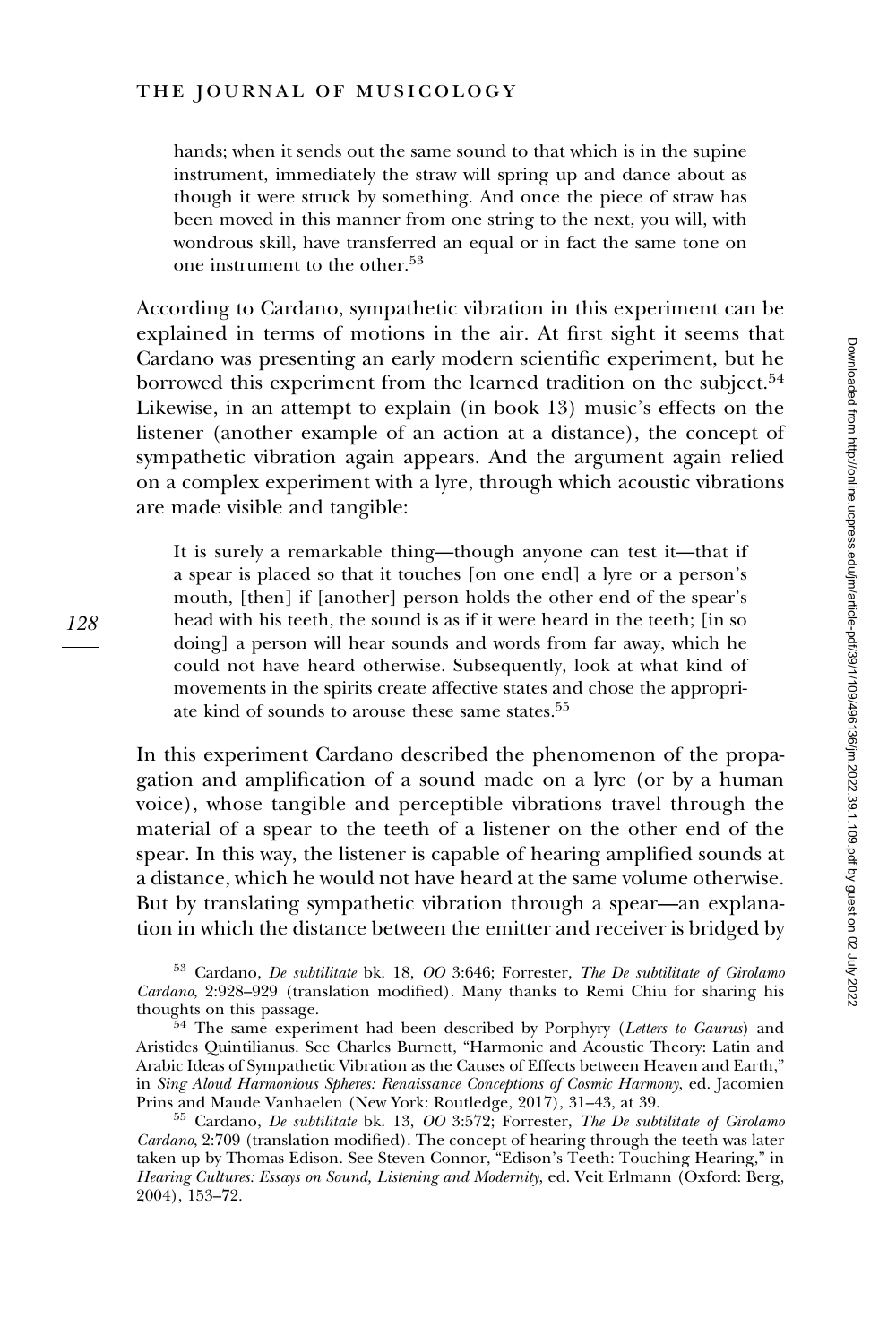hands; when it sends out the same sound to that which is in the supine instrument, immediately the straw will spring up and dance about as though it were struck by something. And once the piece of straw has been moved in this manner from one string to the next, you will, with wondrous skill, have transferred an equal or in fact the same tone on one instrument to the other.[53]

According to Cardano, sympathetic vibration in this experiment can be explained in terms of motions in the air. At first sight it seems that Cardano was presenting an early modern scientific experiment, but he borrowed this experiment from the learned tradition on the subject.[54] Likewise, in an attempt to explain (in book 13) music's effects on the listener (another example of an action at a distance), the concept of sympathetic vibration again appears. And the argument again relied on a complex experiment with a lyre, through which acoustic vibrations are made visible and tangible:

> It is surely a remarkable thing—though anyone can test it—that if a spear is placed so that it touches [on one end] a lyre or a person's mouth, [then] if [another] person holds the other end of the spear's head with his teeth, the sound is as if it were heard in the teeth; [in so doing] a person will hear sounds and words from far away, which he could not have heard otherwise. Subsequently, look at what kind of movements in the spirits create affective states and chose the appropriate kind of sounds to arouse these same states.[55]

In this experiment Cardano described the phenomenon of the propagation and amplification of a sound made on a lyre (or by a human voice), whose tangible and perceptible vibrations travel through the material of a spear to the teeth of a listener on the other end of the spear. In this way, the listener is capable of hearing amplified sounds at a distance, which he would not have heard at the same volume otherwise. But by translating sympathetic vibration through a spear—an explanation in which the distance between the emitter and receiver is bridged by

---

[53] Cardano, *De subtilitate* bk. 18, *OO* 3:646; Forrester, *The De subtilitate of Girolamo Cardano*, 2:928–929 (translation modified). Many thanks to Remi Chiu for sharing his thoughts on this passage.

[54] The same experiment had been described by Porphyry (*Letters to Gaurus*) and Aristides Quintilianus. See Charles Burnett, "Harmonic and Acoustic Theory: Latin and Arabic Ideas of Sympathetic Vibration as the Causes of Effects between Heaven and Earth," in *Sing Aloud Harmonious Spheres: Renaissance Conceptions of Cosmic Harmony*, ed. Jacomien Prins and Maude Vanhaelen (New York: Routledge, 2017), 31–43, at 39.

[55] Cardano, *De subtilitate* bk. 13, *OO* 3:572; Forrester, *The De subtilitate of Girolamo Cardano*, 2:709 (translation modified). The concept of hearing through the teeth was later taken up by Thomas Edison. See Steven Connor, "Edison's Teeth: Touching Hearing," in *Hearing Cultures: Essays on Sound, Listening and Modernity*, ed. Veit Erlmann (Oxford: Berg, 2004), 153–72.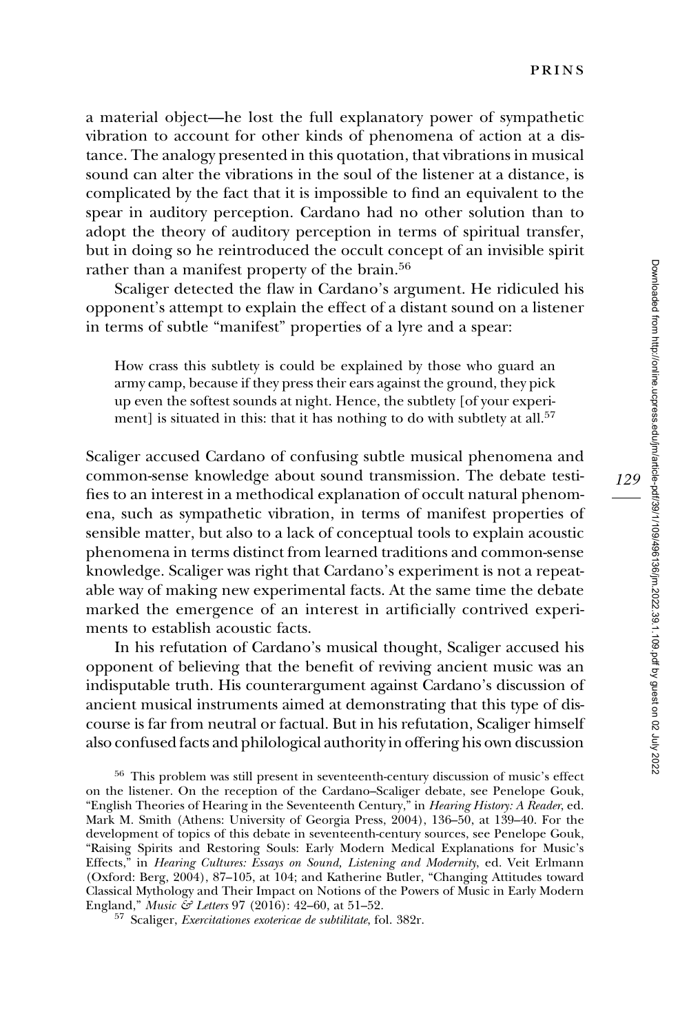a material object—he lost the full explanatory power of sympathetic vibration to account for other kinds of phenomena of action at a distance. The analogy presented in this quotation, that vibrations in musical sound can alter the vibrations in the soul of the listener at a distance, is complicated by the fact that it is impossible to find an equivalent to the spear in auditory perception. Cardano had no other solution than to adopt the theory of auditory perception in terms of spiritual transfer, but in doing so he reintroduced the occult concept of an invisible spirit rather than a manifest property of the brain.[56]

Scaliger detected the flaw in Cardano's argument. He ridiculed his opponent's attempt to explain the effect of a distant sound on a listener in terms of subtle "manifest" properties of a lyre and a spear:

> How crass this subtlety is could be explained by those who guard an army camp, because if they press their ears against the ground, they pick up even the softest sounds at night. Hence, the subtlety [of your experiment] is situated in this: that it has nothing to do with subtlety at all.[57]

Scaliger accused Cardano of confusing subtle musical phenomena and common-sense knowledge about sound transmission. The debate testifies to an interest in a methodical explanation of occult natural phenomena, such as sympathetic vibration, in terms of manifest properties of sensible matter, but also to a lack of conceptual tools to explain acoustic phenomena in terms distinct from learned traditions and common-sense knowledge. Scaliger was right that Cardano's experiment is not a repeatable way of making new experimental facts. At the same time the debate marked the emergence of an interest in artificially contrived experiments to establish acoustic facts.

In his refutation of Cardano's musical thought, Scaliger accused his opponent of believing that the benefit of reviving ancient music was an indisputable truth. His counterargument against Cardano's discussion of ancient musical instruments aimed at demonstrating that this type of discourse is far from neutral or factual. But in his refutation, Scaliger himself also confused facts and philological authority in offering his own discussion

[56] This problem was still present in seventeenth-century discussion of music's effect on the listener. On the reception of the Cardano–Scaliger debate, see Penelope Gouk, "English Theories of Hearing in the Seventeenth Century," in *Hearing History: A Reader*, ed. Mark M. Smith (Athens: University of Georgia Press, 2004), 136–50, at 139–40. For the development of topics of this debate in seventeenth-century sources, see Penelope Gouk, "Raising Spirits and Restoring Souls: Early Modern Medical Explanations for Music's Effects," in *Hearing Cultures: Essays on Sound, Listening and Modernity*, ed. Veit Erlmann (Oxford: Berg, 2004), 87–105, at 104; and Katherine Butler, "Changing Attitudes toward Classical Mythology and Their Impact on Notions of the Powers of Music in Early Modern England," *Music & Letters* 97 (2016): 42–60, at 51–52.

[57] Scaliger, *Exercitationes exotericae de subtilitate*, fol. 382r.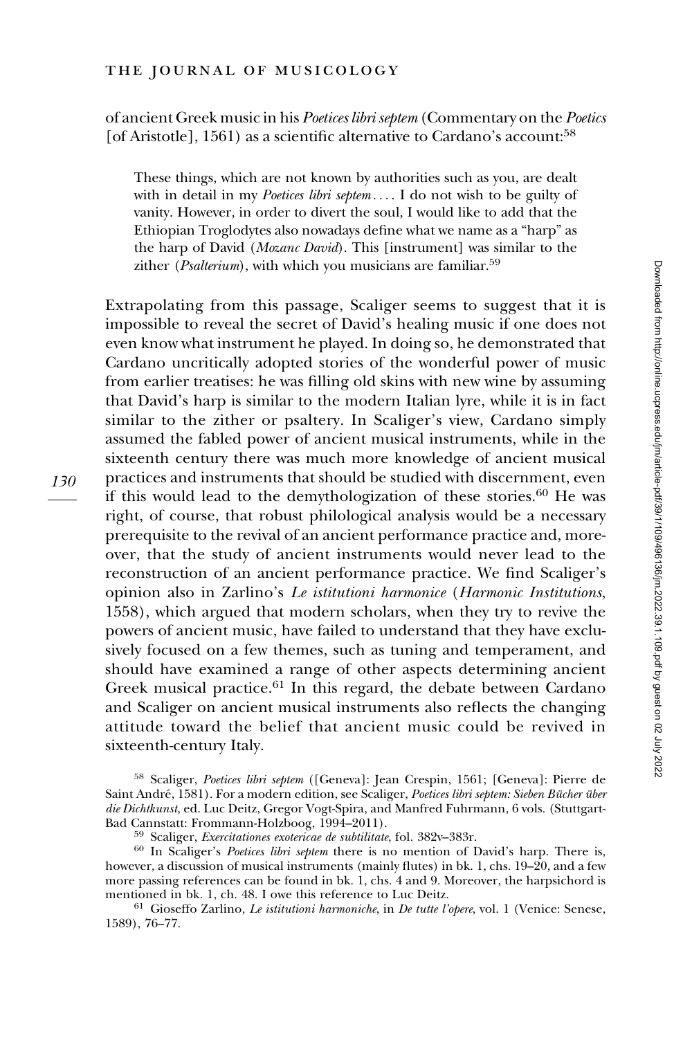of ancient Greek music in his *Poetices libri septem* (Commentary on the *Poetics* [of Aristotle], 1561) as a scientific alternative to Cardano's account:[58]

> These things, which are not known by authorities such as you, are dealt with in detail in my *Poetices libri septem*. . . . I do not wish to be guilty of vanity. However, in order to divert the soul, I would like to add that the Ethiopian Troglodytes also nowadays define what we name as a "harp" as the harp of David (*Mozanc David*). This [instrument] was similar to the zither (*Psalterium*), with which you musicians are familiar.[59]

Extrapolating from this passage, Scaliger seems to suggest that it is impossible to reveal the secret of David's healing music if one does not even know what instrument he played. In doing so, he demonstrated that Cardano uncritically adopted stories of the wonderful power of music from earlier treatises: he was filling old skins with new wine by assuming that David's harp is similar to the modern Italian lyre, while it is in fact similar to the zither or psaltery. In Scaliger's view, Cardano simply assumed the fabled power of ancient musical instruments, while in the sixteenth century there was much more knowledge of ancient musical practices and instruments that should be studied with discernment, even if this would lead to the demythologization of these stories.[60] He was right, of course, that robust philological analysis would be a necessary prerequisite to the revival of an ancient performance practice and, moreover, that the study of ancient instruments would never lead to the reconstruction of an ancient performance practice. We find Scaliger's opinion also in Zarlino's *Le istitutioni harmonice* (*Harmonic Institutions*, 1558), which argued that modern scholars, when they try to revive the powers of ancient music, have failed to understand that they have exclusively focused on a few themes, such as tuning and temperament, and should have examined a range of other aspects determining ancient Greek musical practice.[61] In this regard, the debate between Cardano and Scaliger on ancient musical instruments also reflects the changing attitude toward the belief that ancient music could be revived in sixteenth-century Italy.

[58] Scaliger, *Poetices libri septem* ([Geneva]: Jean Crespin, 1561; [Geneva]: Pierre de Saint André, 1581). For a modern edition, see Scaliger, *Poetices libri septem: Sieben Bücher über die Dichtkunst*, ed. Luc Deitz, Gregor Vogt-Spira, and Manfred Fuhrmann, 6 vols. (Stuttgart-Bad Cannstatt: Frommann-Holzboog, 1994–2011).

[59] Scaliger, *Exercitationes exotericae de subtilitate*, fol. 382v–383r.

[60] In Scaliger's *Poetices libri septem* there is no mention of David's harp. There is, however, a discussion of musical instruments (mainly flutes) in bk. 1, chs. 19–20, and a few more passing references can be found in bk. 1, chs. 4 and 9. Moreover, the harpsichord is mentioned in bk. 1, ch. 48. I owe this reference to Luc Deitz.

[61] Gioseffo Zarlino, *Le istitutioni harmoniche*, in *De tutte l'opere*, vol. 1 (Venice: Senese, 1589), 76–77.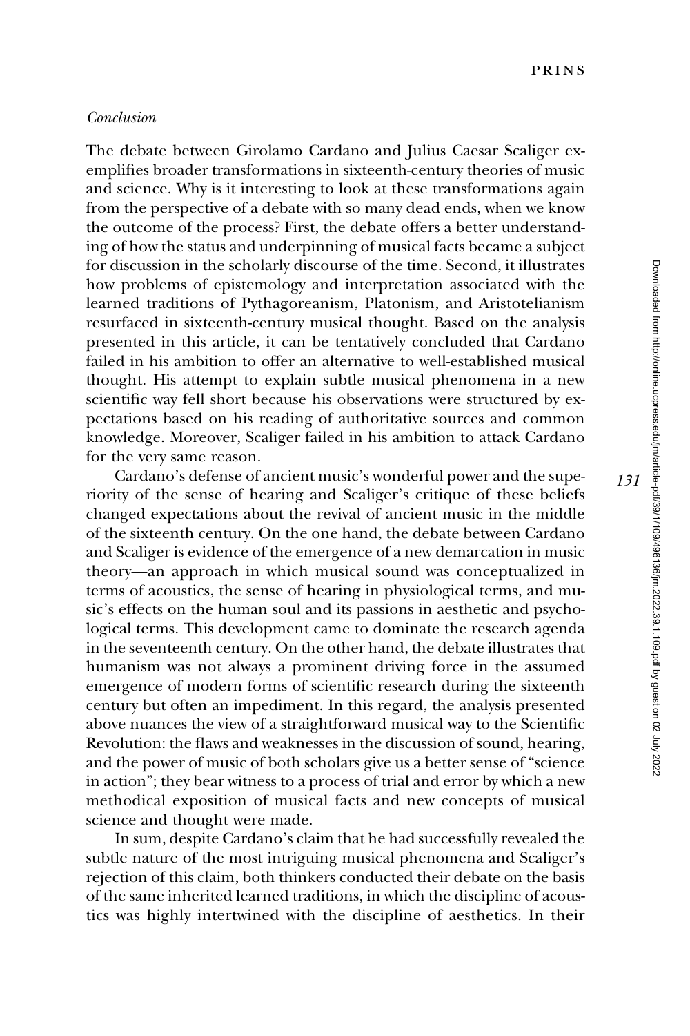*Conclusion*

The debate between Girolamo Cardano and Julius Caesar Scaliger exemplifies broader transformations in sixteenth-century theories of music and science. Why is it interesting to look at these transformations again from the perspective of a debate with so many dead ends, when we know the outcome of the process? First, the debate offers a better understanding of how the status and underpinning of musical facts became a subject for discussion in the scholarly discourse of the time. Second, it illustrates how problems of epistemology and interpretation associated with the learned traditions of Pythagoreanism, Platonism, and Aristotelianism resurfaced in sixteenth-century musical thought. Based on the analysis presented in this article, it can be tentatively concluded that Cardano failed in his ambition to offer an alternative to well-established musical thought. His attempt to explain subtle musical phenomena in a new scientific way fell short because his observations were structured by expectations based on his reading of authoritative sources and common knowledge. Moreover, Scaliger failed in his ambition to attack Cardano for the very same reason.

Cardano's defense of ancient music's wonderful power and the superiority of the sense of hearing and Scaliger's critique of these beliefs changed expectations about the revival of ancient music in the middle of the sixteenth century. On the one hand, the debate between Cardano and Scaliger is evidence of the emergence of a new demarcation in music theory—an approach in which musical sound was conceptualized in terms of acoustics, the sense of hearing in physiological terms, and music's effects on the human soul and its passions in aesthetic and psychological terms. This development came to dominate the research agenda in the seventeenth century. On the other hand, the debate illustrates that humanism was not always a prominent driving force in the assumed emergence of modern forms of scientific research during the sixteenth century but often an impediment. In this regard, the analysis presented above nuances the view of a straightforward musical way to the Scientific Revolution: the flaws and weaknesses in the discussion of sound, hearing, and the power of music of both scholars give us a better sense of "science in action"; they bear witness to a process of trial and error by which a new methodical exposition of musical facts and new concepts of musical science and thought were made.

In sum, despite Cardano's claim that he had successfully revealed the subtle nature of the most intriguing musical phenomena and Scaliger's rejection of this claim, both thinkers conducted their debate on the basis of the same inherited learned traditions, in which the discipline of acoustics was highly intertwined with the discipline of aesthetics. In their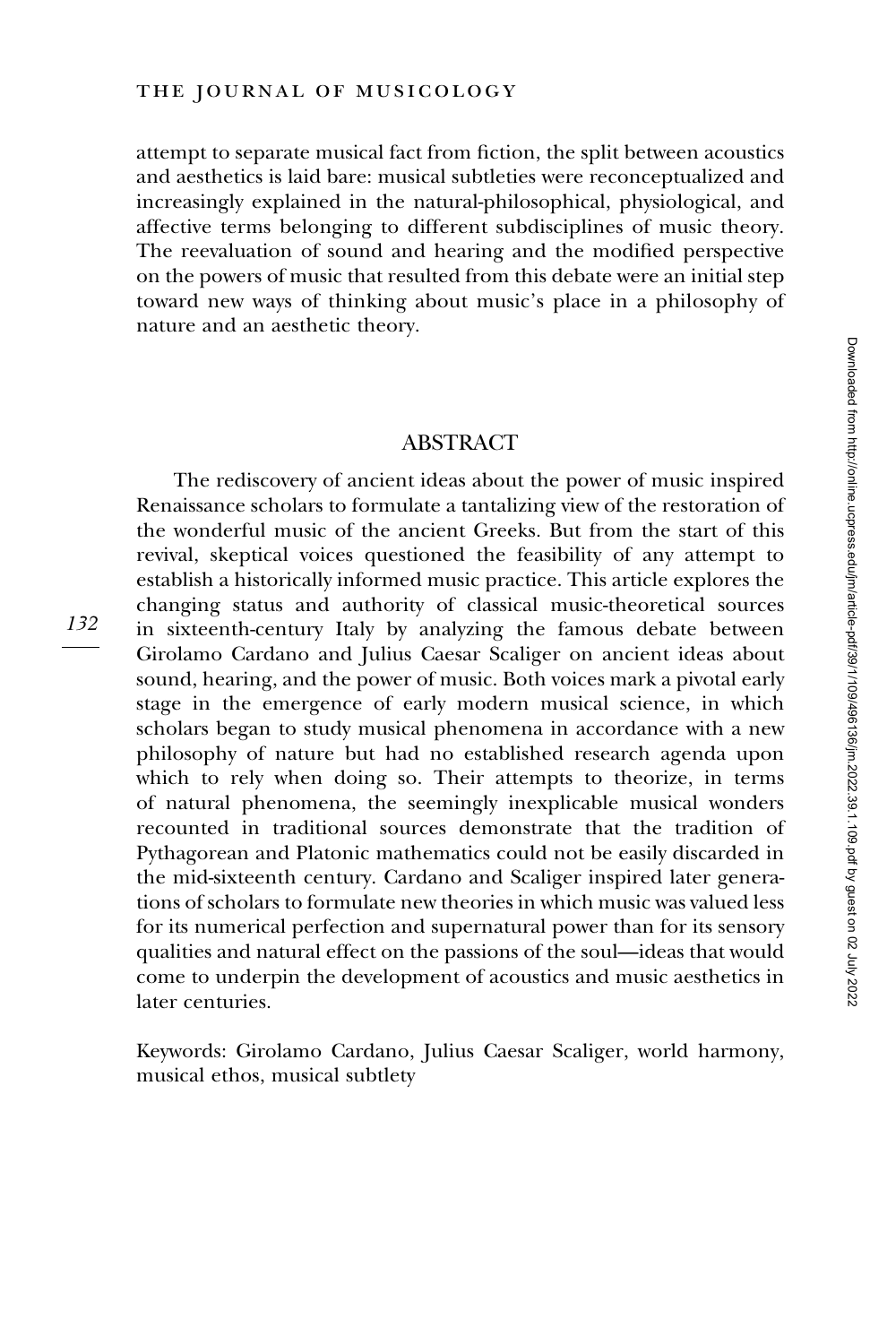attempt to separate musical fact from fiction, the split between acoustics and aesthetics is laid bare: musical subtleties were reconceptualized and increasingly explained in the natural-philosophical, physiological, and affective terms belonging to different subdisciplines of music theory. The reevaluation of sound and hearing and the modified perspective on the powers of music that resulted from this debate were an initial step toward new ways of thinking about music's place in a philosophy of nature and an aesthetic theory.

## ABSTRACT

The rediscovery of ancient ideas about the power of music inspired Renaissance scholars to formulate a tantalizing view of the restoration of the wonderful music of the ancient Greeks. But from the start of this revival, skeptical voices questioned the feasibility of any attempt to establish a historically informed music practice. This article explores the changing status and authority of classical music-theoretical sources in sixteenth-century Italy by analyzing the famous debate between Girolamo Cardano and Julius Caesar Scaliger on ancient ideas about sound, hearing, and the power of music. Both voices mark a pivotal early stage in the emergence of early modern musical science, in which scholars began to study musical phenomena in accordance with a new philosophy of nature but had no established research agenda upon which to rely when doing so. Their attempts to theorize, in terms of natural phenomena, the seemingly inexplicable musical wonders recounted in traditional sources demonstrate that the tradition of Pythagorean and Platonic mathematics could not be easily discarded in the mid-sixteenth century. Cardano and Scaliger inspired later generations of scholars to formulate new theories in which music was valued less for its numerical perfection and supernatural power than for its sensory qualities and natural effect on the passions of the soul—ideas that would come to underpin the development of acoustics and music aesthetics in later centuries.

Keywords: Girolamo Cardano, Julius Caesar Scaliger, world harmony, musical ethos, musical subtlety